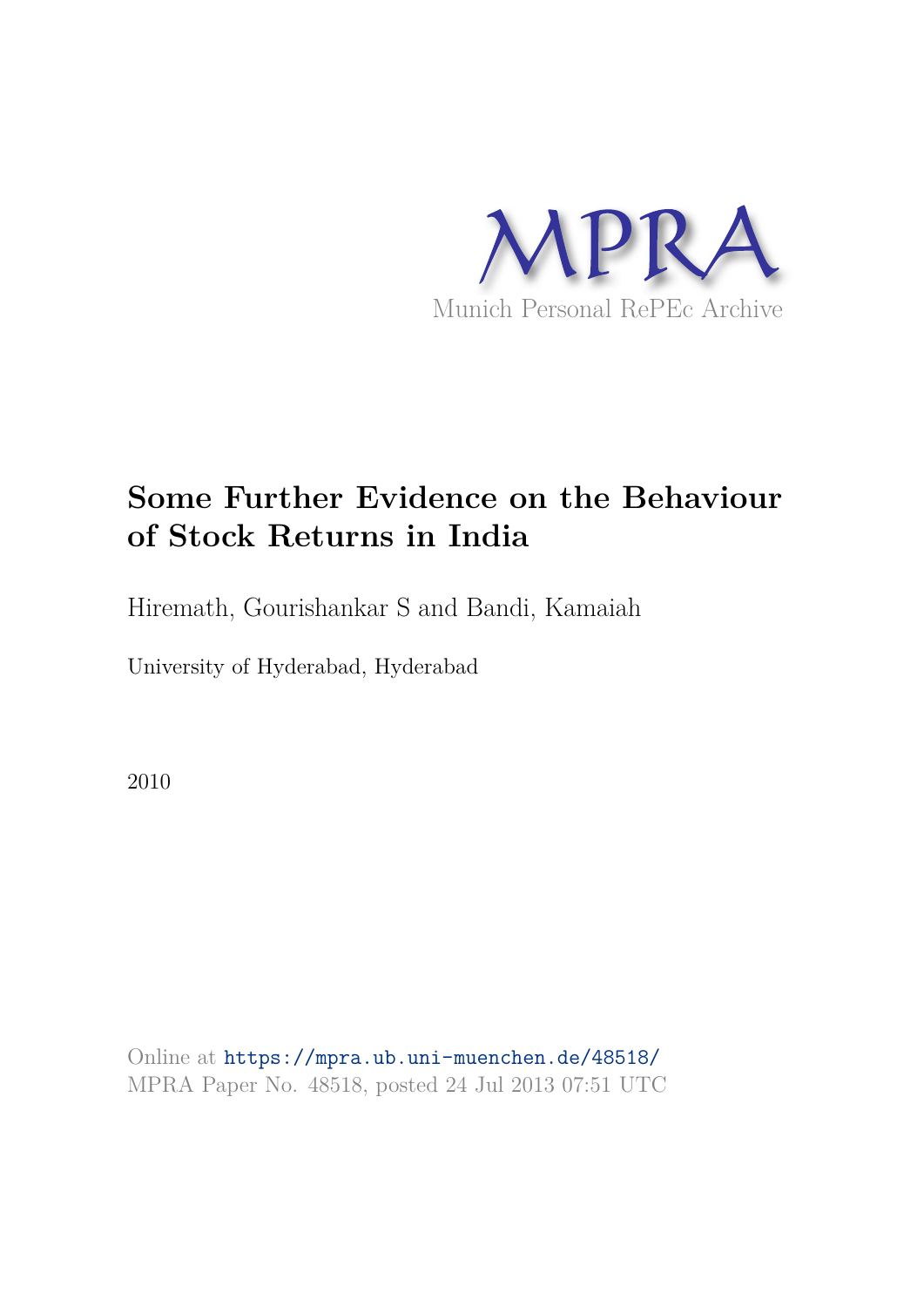MPRA

Munich Personal RePEc Archive

# Some Further Evidence on the Behaviour of Stock Returns in India

Hiremath, Gourishankar S and Bandi, Kamaiah

University of Hyderabad, Hyderabad

2010

Online at https://mpra.ub.uni-muenchen.de/48518/
MPRA Paper No. 48518, posted 24 Jul 2013 07:51 UTC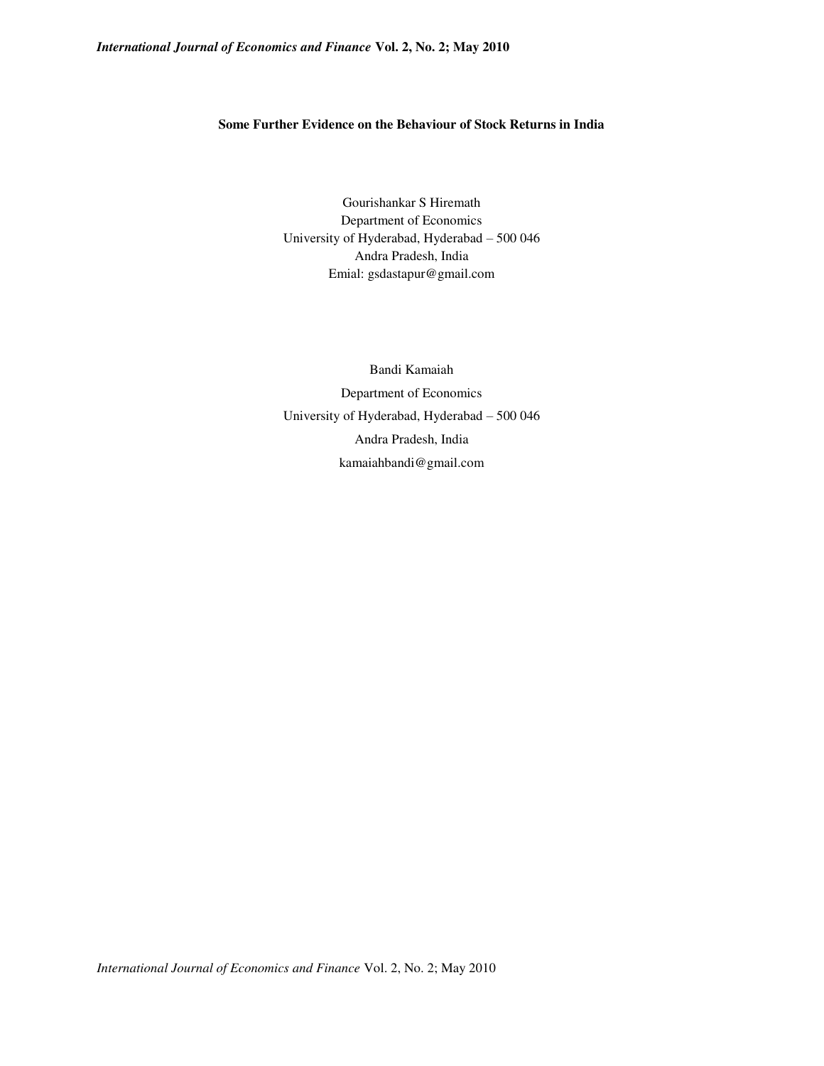**Some Further Evidence on the Behaviour of Stock Returns in India**

Gourishankar S Hiremath
Department of Economics
University of Hyderabad, Hyderabad – 500 046
Andra Pradesh, India
Emial: gsdastapur@gmail.com

Bandi Kamaiah
Department of Economics
University of Hyderabad, Hyderabad – 500 046
Andra Pradesh, India
kamaiahbandi@gmail.com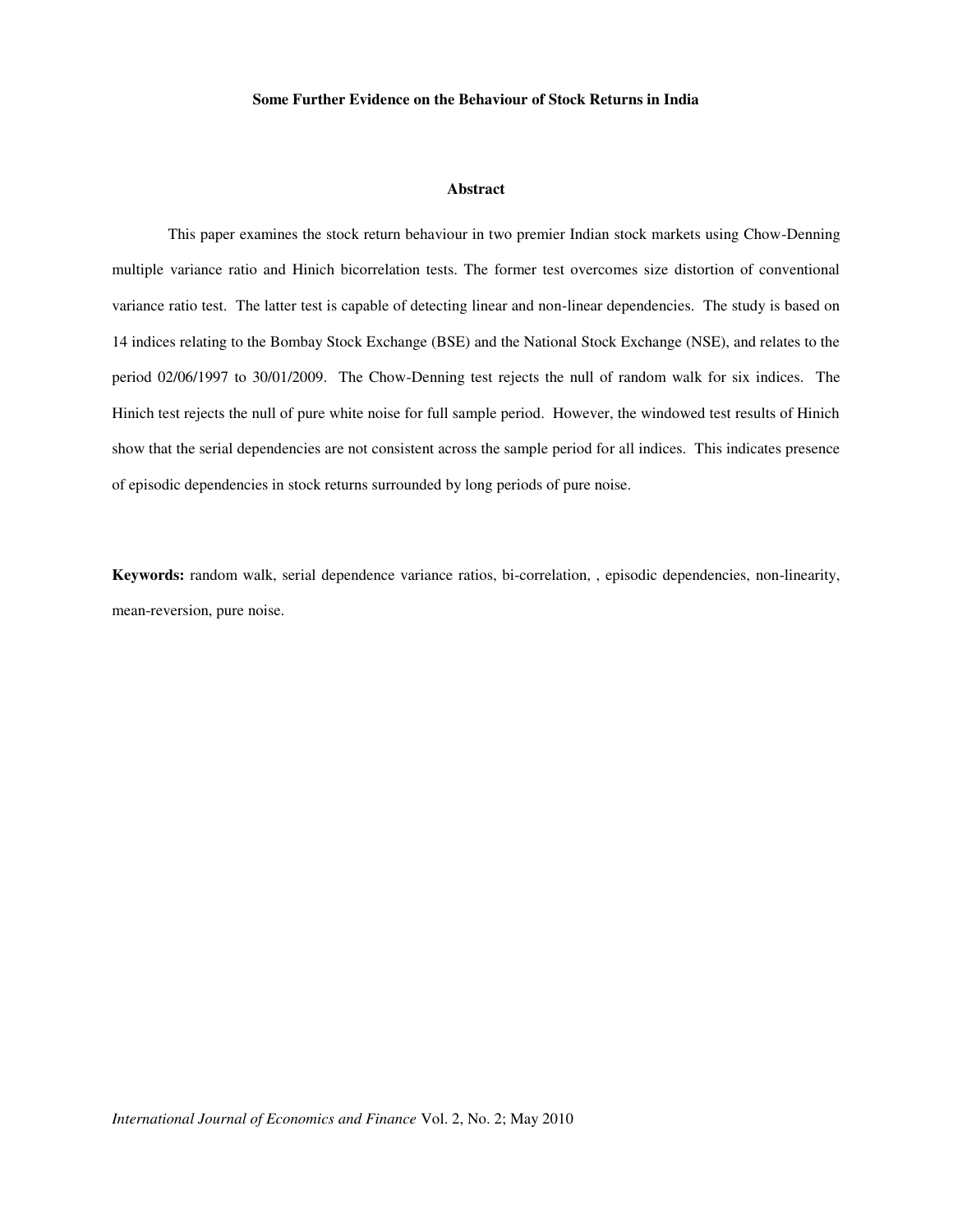**Some Further Evidence on the Behaviour of Stock Returns in India**

**Abstract**

This paper examines the stock return behaviour in two premier Indian stock markets using Chow-Denning multiple variance ratio and Hinich bicorrelation tests. The former test overcomes size distortion of conventional variance ratio test. The latter test is capable of detecting linear and non-linear dependencies. The study is based on 14 indices relating to the Bombay Stock Exchange (BSE) and the National Stock Exchange (NSE), and relates to the period 02/06/1997 to 30/01/2009. The Chow-Denning test rejects the null of random walk for six indices. The Hinich test rejects the null of pure white noise for full sample period. However, the windowed test results of Hinich show that the serial dependencies are not consistent across the sample period for all indices. This indicates presence of episodic dependencies in stock returns surrounded by long periods of pure noise.

**Keywords:** random walk, serial dependence variance ratios, bi-correlation, , episodic dependencies, non-linearity, mean-reversion, pure noise.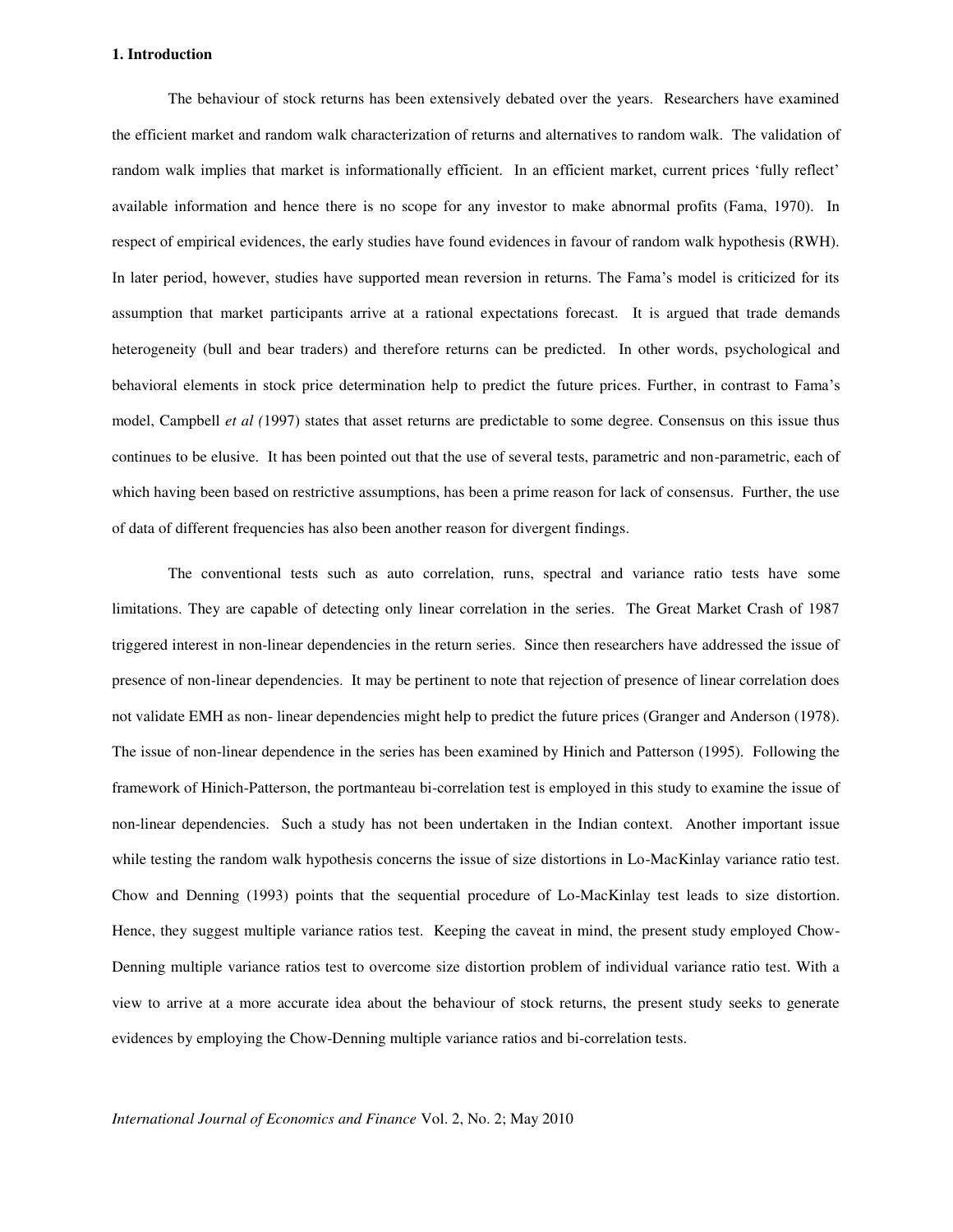### 1. Introduction

The behaviour of stock returns has been extensively debated over the years. Researchers have examined the efficient market and random walk characterization of returns and alternatives to random walk. The validation of random walk implies that market is informationally efficient. In an efficient market, current prices 'fully reflect' available information and hence there is no scope for any investor to make abnormal profits (Fama, 1970). In respect of empirical evidences, the early studies have found evidences in favour of random walk hypothesis (RWH). In later period, however, studies have supported mean reversion in returns. The Fama's model is criticized for its assumption that market participants arrive at a rational expectations forecast. It is argued that trade demands heterogeneity (bull and bear traders) and therefore returns can be predicted. In other words, psychological and behavioral elements in stock price determination help to predict the future prices. Further, in contrast to Fama's model, Campbell *et al (*1997) states that asset returns are predictable to some degree. Consensus on this issue thus continues to be elusive. It has been pointed out that the use of several tests, parametric and non-parametric, each of which having been based on restrictive assumptions, has been a prime reason for lack of consensus. Further, the use of data of different frequencies has also been another reason for divergent findings.

The conventional tests such as auto correlation, runs, spectral and variance ratio tests have some limitations. They are capable of detecting only linear correlation in the series. The Great Market Crash of 1987 triggered interest in non-linear dependencies in the return series. Since then researchers have addressed the issue of presence of non-linear dependencies. It may be pertinent to note that rejection of presence of linear correlation does not validate EMH as non- linear dependencies might help to predict the future prices (Granger and Anderson (1978). The issue of non-linear dependence in the series has been examined by Hinich and Patterson (1995). Following the framework of Hinich-Patterson, the portmanteau bi-correlation test is employed in this study to examine the issue of non-linear dependencies. Such a study has not been undertaken in the Indian context. Another important issue while testing the random walk hypothesis concerns the issue of size distortions in Lo-MacKinlay variance ratio test. Chow and Denning (1993) points that the sequential procedure of Lo-MacKinlay test leads to size distortion. Hence, they suggest multiple variance ratios test. Keeping the caveat in mind, the present study employed Chow-Denning multiple variance ratios test to overcome size distortion problem of individual variance ratio test. With a view to arrive at a more accurate idea about the behaviour of stock returns, the present study seeks to generate evidences by employing the Chow-Denning multiple variance ratios and bi-correlation tests.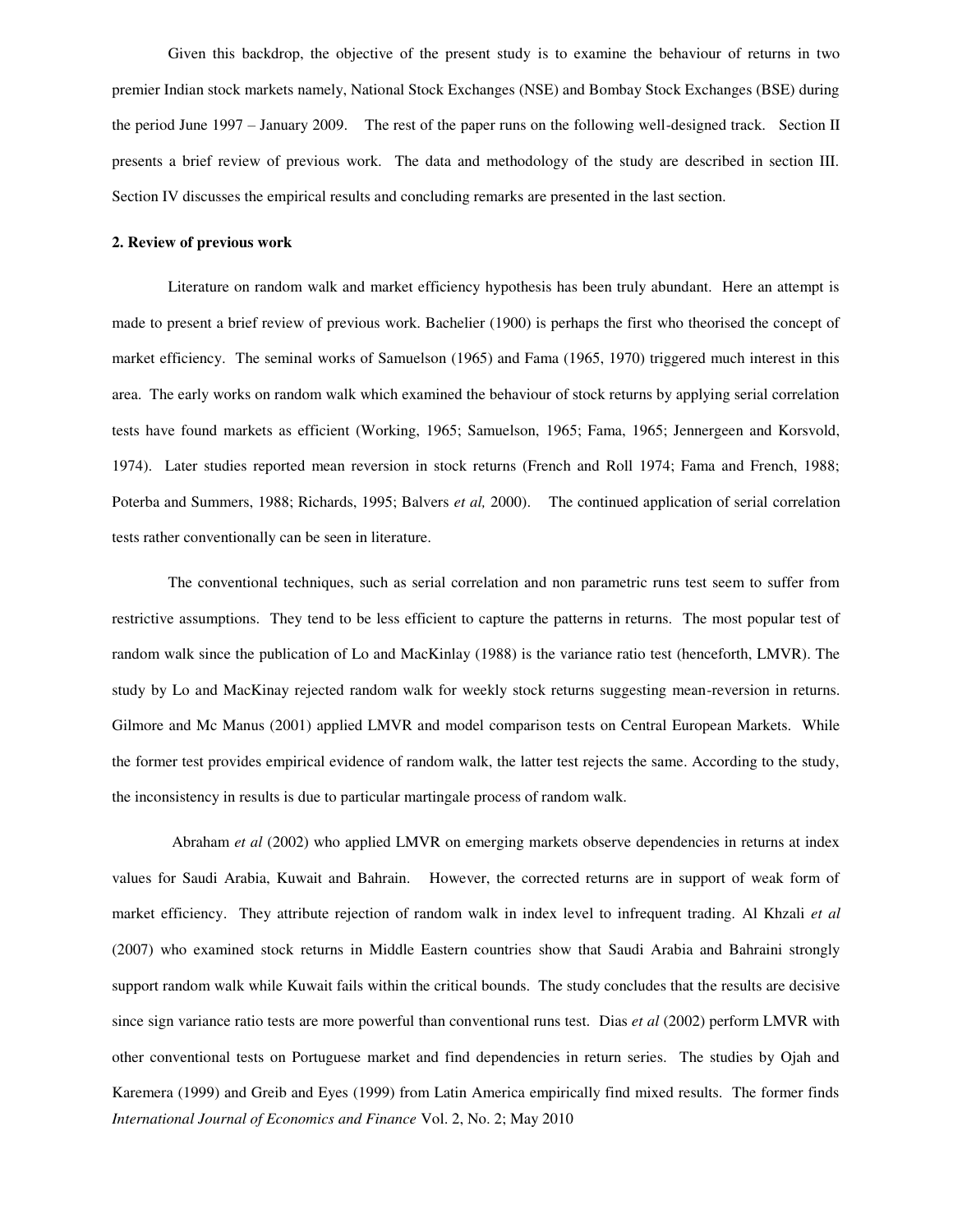Given this backdrop, the objective of the present study is to examine the behaviour of returns in two premier Indian stock markets namely, National Stock Exchanges (NSE) and Bombay Stock Exchanges (BSE) during the period June 1997 – January 2009. The rest of the paper runs on the following well-designed track. Section II presents a brief review of previous work. The data and methodology of the study are described in section III. Section IV discusses the empirical results and concluding remarks are presented in the last section.

**2. Review of previous work**

Literature on random walk and market efficiency hypothesis has been truly abundant. Here an attempt is made to present a brief review of previous work. Bachelier (1900) is perhaps the first who theorised the concept of market efficiency. The seminal works of Samuelson (1965) and Fama (1965, 1970) triggered much interest in this area. The early works on random walk which examined the behaviour of stock returns by applying serial correlation tests have found markets as efficient (Working, 1965; Samuelson, 1965; Fama, 1965; Jennergeen and Korsvold, 1974). Later studies reported mean reversion in stock returns (French and Roll 1974; Fama and French, 1988; Poterba and Summers, 1988; Richards, 1995; Balvers *et al,* 2000). The continued application of serial correlation tests rather conventionally can be seen in literature.

The conventional techniques, such as serial correlation and non parametric runs test seem to suffer from restrictive assumptions. They tend to be less efficient to capture the patterns in returns. The most popular test of random walk since the publication of Lo and MacKinlay (1988) is the variance ratio test (henceforth, LMVR). The study by Lo and MacKinay rejected random walk for weekly stock returns suggesting mean-reversion in returns. Gilmore and Mc Manus (2001) applied LMVR and model comparison tests on Central European Markets. While the former test provides empirical evidence of random walk, the latter test rejects the same. According to the study, the inconsistency in results is due to particular martingale process of random walk.

Abraham *et al* (2002) who applied LMVR on emerging markets observe dependencies in returns at index values for Saudi Arabia, Kuwait and Bahrain. However, the corrected returns are in support of weak form of market efficiency. They attribute rejection of random walk in index level to infrequent trading. Al Khzali *et al* (2007) who examined stock returns in Middle Eastern countries show that Saudi Arabia and Bahraini strongly support random walk while Kuwait fails within the critical bounds. The study concludes that the results are decisive since sign variance ratio tests are more powerful than conventional runs test. Dias *et al* (2002) perform LMVR with other conventional tests on Portuguese market and find dependencies in return series. The studies by Ojah and Karemera (1999) and Greib and Eyes (1999) from Latin America empirically find mixed results. The former finds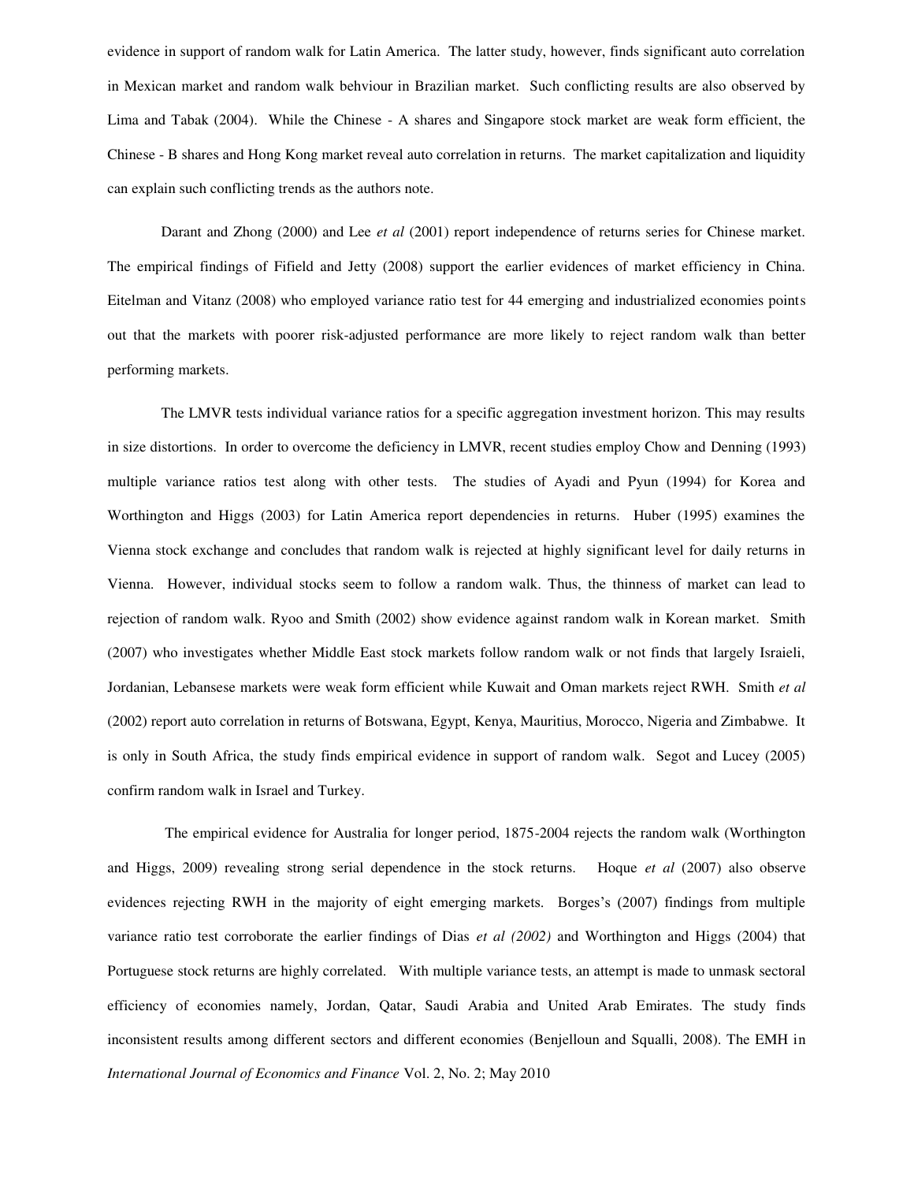evidence in support of random walk for Latin America. The latter study, however, finds significant auto correlation in Mexican market and random walk behviour in Brazilian market. Such conflicting results are also observed by Lima and Tabak (2004). While the Chinese - A shares and Singapore stock market are weak form efficient, the Chinese - B shares and Hong Kong market reveal auto correlation in returns. The market capitalization and liquidity can explain such conflicting trends as the authors note.

Darant and Zhong (2000) and Lee *et al* (2001) report independence of returns series for Chinese market. The empirical findings of Fifield and Jetty (2008) support the earlier evidences of market efficiency in China. Eitelman and Vitanz (2008) who employed variance ratio test for 44 emerging and industrialized economies points out that the markets with poorer risk-adjusted performance are more likely to reject random walk than better performing markets.

The LMVR tests individual variance ratios for a specific aggregation investment horizon. This may results in size distortions. In order to overcome the deficiency in LMVR, recent studies employ Chow and Denning (1993) multiple variance ratios test along with other tests. The studies of Ayadi and Pyun (1994) for Korea and Worthington and Higgs (2003) for Latin America report dependencies in returns. Huber (1995) examines the Vienna stock exchange and concludes that random walk is rejected at highly significant level for daily returns in Vienna. However, individual stocks seem to follow a random walk. Thus, the thinness of market can lead to rejection of random walk. Ryoo and Smith (2002) show evidence against random walk in Korean market. Smith (2007) who investigates whether Middle East stock markets follow random walk or not finds that largely Israieli, Jordanian, Lebansese markets were weak form efficient while Kuwait and Oman markets reject RWH. Smith *et al* (2002) report auto correlation in returns of Botswana, Egypt, Kenya, Mauritius, Morocco, Nigeria and Zimbabwe. It is only in South Africa, the study finds empirical evidence in support of random walk. Segot and Lucey (2005) confirm random walk in Israel and Turkey.

The empirical evidence for Australia for longer period, 1875-2004 rejects the random walk (Worthington and Higgs, 2009) revealing strong serial dependence in the stock returns. Hoque *et al* (2007) also observe evidences rejecting RWH in the majority of eight emerging markets. Borges's (2007) findings from multiple variance ratio test corroborate the earlier findings of Dias *et al (2002)* and Worthington and Higgs (2004) that Portuguese stock returns are highly correlated. With multiple variance tests, an attempt is made to unmask sectoral efficiency of economies namely, Jordan, Qatar, Saudi Arabia and United Arab Emirates. The study finds inconsistent results among different sectors and different economies (Benjelloun and Squalli, 2008). The EMH in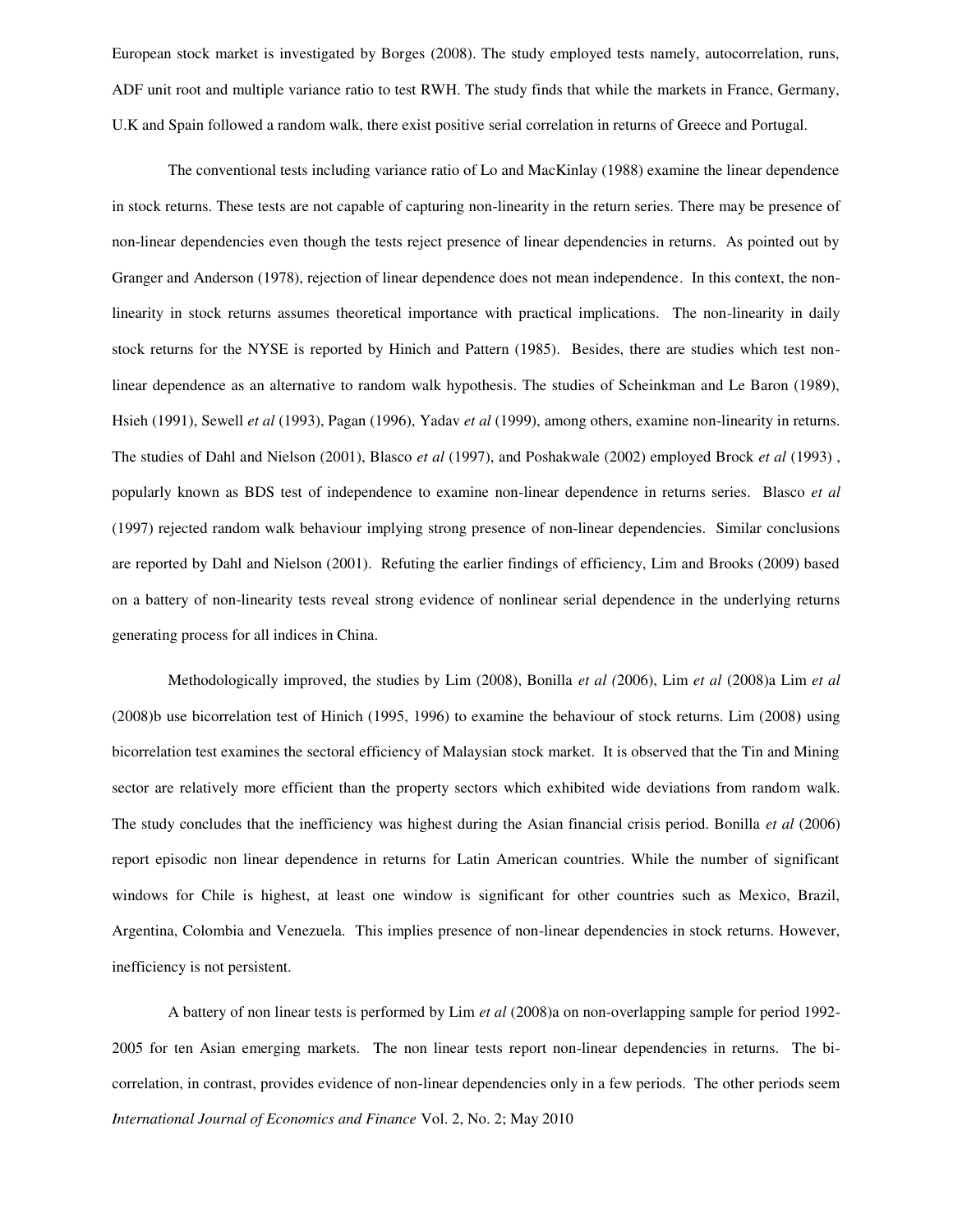European stock market is investigated by Borges (2008). The study employed tests namely, autocorrelation, runs, ADF unit root and multiple variance ratio to test RWH. The study finds that while the markets in France, Germany, U.K and Spain followed a random walk, there exist positive serial correlation in returns of Greece and Portugal.

The conventional tests including variance ratio of Lo and MacKinlay (1988) examine the linear dependence in stock returns. These tests are not capable of capturing non-linearity in the return series. There may be presence of non-linear dependencies even though the tests reject presence of linear dependencies in returns. As pointed out by Granger and Anderson (1978), rejection of linear dependence does not mean independence. In this context, the non-linearity in stock returns assumes theoretical importance with practical implications. The non-linearity in daily stock returns for the NYSE is reported by Hinich and Pattern (1985). Besides, there are studies which test non-linear dependence as an alternative to random walk hypothesis. The studies of Scheinkman and Le Baron (1989), Hsieh (1991), Sewell *et al* (1993), Pagan (1996), Yadav *et al* (1999), among others, examine non-linearity in returns. The studies of Dahl and Nielson (2001), Blasco *et al* (1997), and Poshakwale (2002) employed Brock *et al* (1993) , popularly known as BDS test of independence to examine non-linear dependence in returns series. Blasco *et al* (1997) rejected random walk behaviour implying strong presence of non-linear dependencies. Similar conclusions are reported by Dahl and Nielson (2001). Refuting the earlier findings of efficiency, Lim and Brooks (2009) based on a battery of non-linearity tests reveal strong evidence of nonlinear serial dependence in the underlying returns generating process for all indices in China.

Methodologically improved, the studies by Lim (2008), Bonilla *et al (*2006), Lim *et al* (2008)a Lim *et al* (2008)b use bicorrelation test of Hinich (1995, 1996) to examine the behaviour of stock returns. Lim (2008) using bicorrelation test examines the sectoral efficiency of Malaysian stock market. It is observed that the Tin and Mining sector are relatively more efficient than the property sectors which exhibited wide deviations from random walk. The study concludes that the inefficiency was highest during the Asian financial crisis period. Bonilla *et al* (2006) report episodic non linear dependence in returns for Latin American countries. While the number of significant windows for Chile is highest, at least one window is significant for other countries such as Mexico, Brazil, Argentina, Colombia and Venezuela. This implies presence of non-linear dependencies in stock returns. However, inefficiency is not persistent.

A battery of non linear tests is performed by Lim *et al* (2008)a on non-overlapping sample for period 1992-2005 for ten Asian emerging markets. The non linear tests report non-linear dependencies in returns. The bi-correlation, in contrast, provides evidence of non-linear dependencies only in a few periods. The other periods seem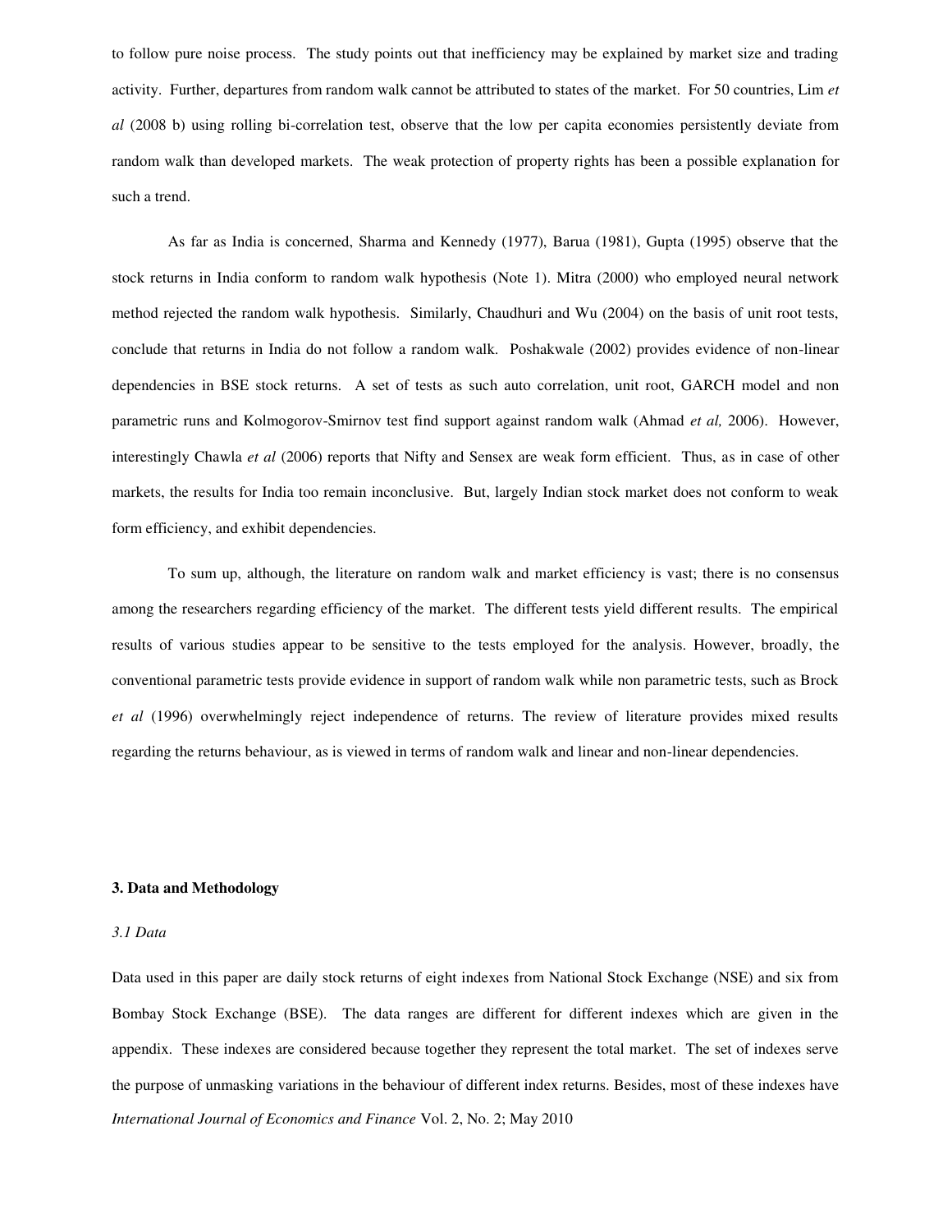to follow pure noise process. The study points out that inefficiency may be explained by market size and trading activity. Further, departures from random walk cannot be attributed to states of the market. For 50 countries, Lim *et al* (2008 b) using rolling bi-correlation test, observe that the low per capita economies persistently deviate from random walk than developed markets. The weak protection of property rights has been a possible explanation for such a trend.

As far as India is concerned, Sharma and Kennedy (1977), Barua (1981), Gupta (1995) observe that the stock returns in India conform to random walk hypothesis (Note 1). Mitra (2000) who employed neural network method rejected the random walk hypothesis. Similarly, Chaudhuri and Wu (2004) on the basis of unit root tests, conclude that returns in India do not follow a random walk. Poshakwale (2002) provides evidence of non-linear dependencies in BSE stock returns. A set of tests as such auto correlation, unit root, GARCH model and non parametric runs and Kolmogorov-Smirnov test find support against random walk (Ahmad *et al,* 2006). However, interestingly Chawla *et al* (2006) reports that Nifty and Sensex are weak form efficient. Thus, as in case of other markets, the results for India too remain inconclusive. But, largely Indian stock market does not conform to weak form efficiency, and exhibit dependencies.

To sum up, although, the literature on random walk and market efficiency is vast; there is no consensus among the researchers regarding efficiency of the market. The different tests yield different results. The empirical results of various studies appear to be sensitive to the tests employed for the analysis. However, broadly, the conventional parametric tests provide evidence in support of random walk while non parametric tests, such as Brock *et al* (1996) overwhelmingly reject independence of returns. The review of literature provides mixed results regarding the returns behaviour, as is viewed in terms of random walk and linear and non-linear dependencies.

## 3. Data and Methodology

### *3.1 Data*

Data used in this paper are daily stock returns of eight indexes from National Stock Exchange (NSE) and six from Bombay Stock Exchange (BSE). The data ranges are different for different indexes which are given in the appendix. These indexes are considered because together they represent the total market. The set of indexes serve the purpose of unmasking variations in the behaviour of different index returns. Besides, most of these indexes have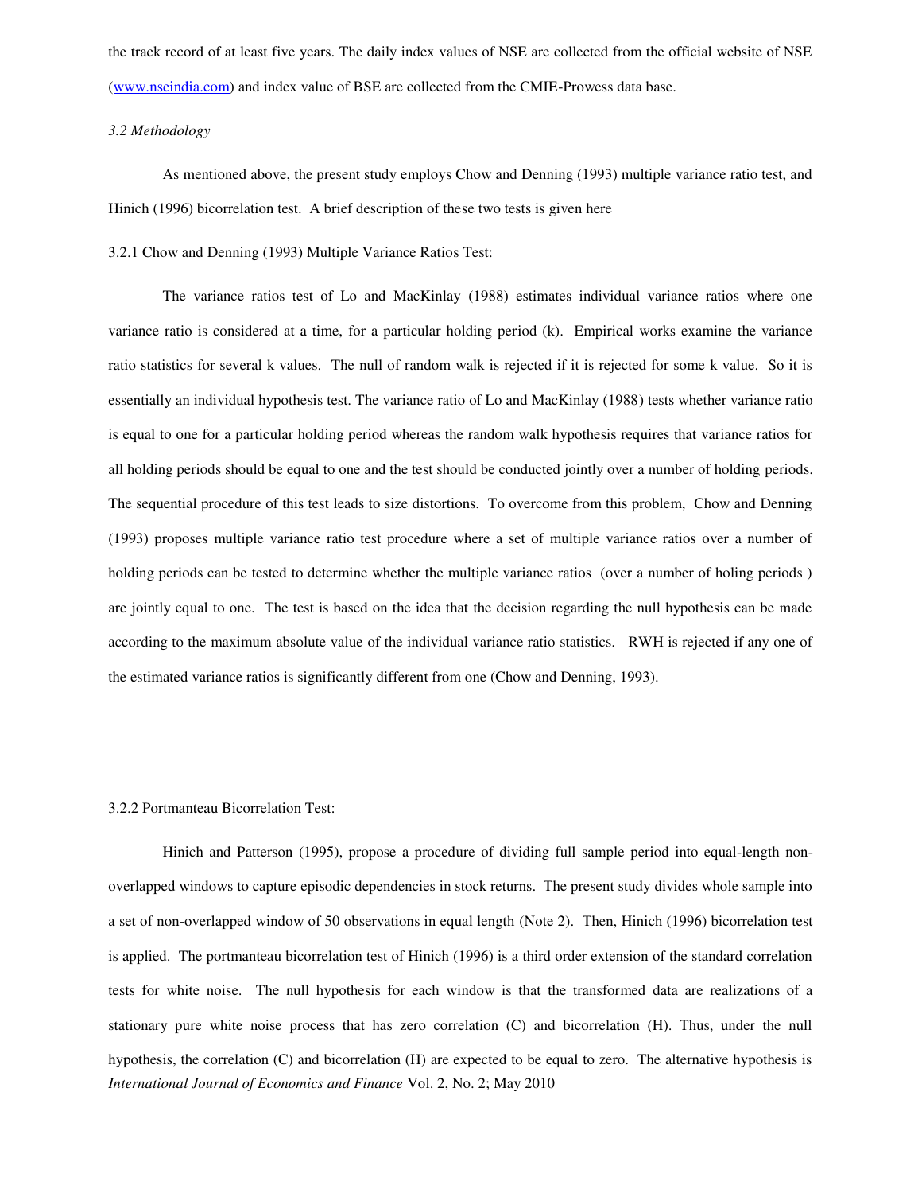the track record of at least five years. The daily index values of NSE are collected from the official website of NSE ([www.nseindia.com](http://www.nseindia.com)) and index value of BSE are collected from the CMIE-Prowess data base.

### *3.2 Methodology*

As mentioned above, the present study employs Chow and Denning (1993) multiple variance ratio test, and Hinich (1996) bicorrelation test. A brief description of these two tests is given here

#### 3.2.1 Chow and Denning (1993) Multiple Variance Ratios Test:

The variance ratios test of Lo and MacKinlay (1988) estimates individual variance ratios where one variance ratio is considered at a time, for a particular holding period (k). Empirical works examine the variance ratio statistics for several k values. The null of random walk is rejected if it is rejected for some k value. So it is essentially an individual hypothesis test. The variance ratio of Lo and MacKinlay (1988) tests whether variance ratio is equal to one for a particular holding period whereas the random walk hypothesis requires that variance ratios for all holding periods should be equal to one and the test should be conducted jointly over a number of holding periods. The sequential procedure of this test leads to size distortions. To overcome from this problem, Chow and Denning (1993) proposes multiple variance ratio test procedure where a set of multiple variance ratios over a number of holding periods can be tested to determine whether the multiple variance ratios (over a number of holing periods ) are jointly equal to one. The test is based on the idea that the decision regarding the null hypothesis can be made according to the maximum absolute value of the individual variance ratio statistics. RWH is rejected if any one of the estimated variance ratios is significantly different from one (Chow and Denning, 1993).

#### 3.2.2 Portmanteau Bicorrelation Test:

Hinich and Patterson (1995), propose a procedure of dividing full sample period into equal-length non-overlapped windows to capture episodic dependencies in stock returns. The present study divides whole sample into a set of non-overlapped window of 50 observations in equal length (Note 2). Then, Hinich (1996) bicorrelation test is applied. The portmanteau bicorrelation test of Hinich (1996) is a third order extension of the standard correlation tests for white noise. The null hypothesis for each window is that the transformed data are realizations of a stationary pure white noise process that has zero correlation (C) and bicorrelation (H). Thus, under the null hypothesis, the correlation (C) and bicorrelation (H) are expected to be equal to zero. The alternative hypothesis is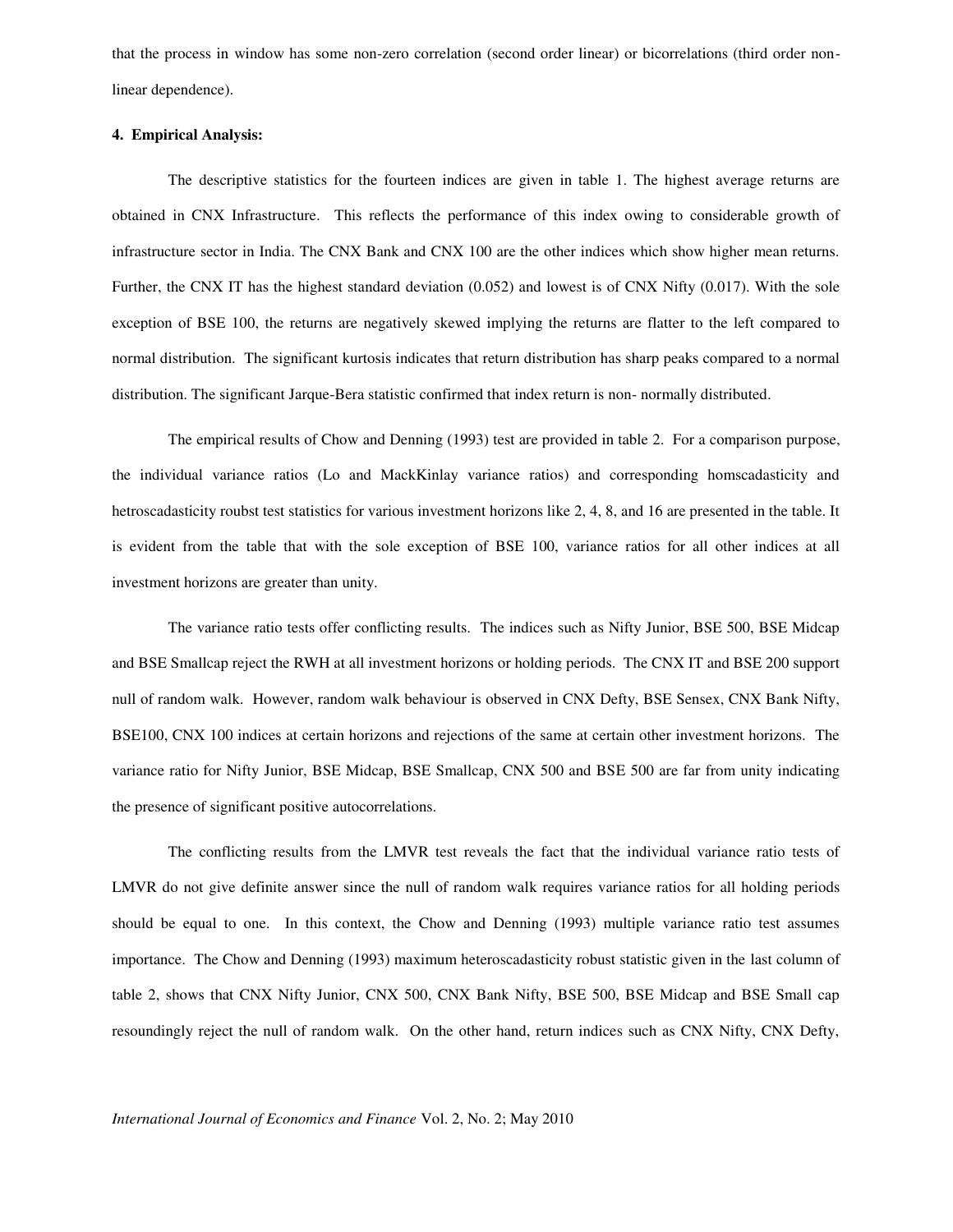that the process in window has some non-zero correlation (second order linear) or bicorrelations (third order non-linear dependence).

**4. Empirical Analysis:**

The descriptive statistics for the fourteen indices are given in table 1. The highest average returns are obtained in CNX Infrastructure. This reflects the performance of this index owing to considerable growth of infrastructure sector in India. The CNX Bank and CNX 100 are the other indices which show higher mean returns. Further, the CNX IT has the highest standard deviation (0.052) and lowest is of CNX Nifty (0.017). With the sole exception of BSE 100, the returns are negatively skewed implying the returns are flatter to the left compared to normal distribution. The significant kurtosis indicates that return distribution has sharp peaks compared to a normal distribution. The significant Jarque-Bera statistic confirmed that index return is non- normally distributed.

The empirical results of Chow and Denning (1993) test are provided in table 2. For a comparison purpose, the individual variance ratios (Lo and MackKinlay variance ratios) and corresponding homscadasticity and hetroscadasticity roubst test statistics for various investment horizons like 2, 4, 8, and 16 are presented in the table. It is evident from the table that with the sole exception of BSE 100, variance ratios for all other indices at all investment horizons are greater than unity.

The variance ratio tests offer conflicting results. The indices such as Nifty Junior, BSE 500, BSE Midcap and BSE Smallcap reject the RWH at all investment horizons or holding periods. The CNX IT and BSE 200 support null of random walk. However, random walk behaviour is observed in CNX Defty, BSE Sensex, CNX Bank Nifty, BSE100, CNX 100 indices at certain horizons and rejections of the same at certain other investment horizons. The variance ratio for Nifty Junior, BSE Midcap, BSE Smallcap, CNX 500 and BSE 500 are far from unity indicating the presence of significant positive autocorrelations.

The conflicting results from the LMVR test reveals the fact that the individual variance ratio tests of LMVR do not give definite answer since the null of random walk requires variance ratios for all holding periods should be equal to one. In this context, the Chow and Denning (1993) multiple variance ratio test assumes importance. The Chow and Denning (1993) maximum heteroscadasticity robust statistic given in the last column of table 2, shows that CNX Nifty Junior, CNX 500, CNX Bank Nifty, BSE 500, BSE Midcap and BSE Small cap resoundingly reject the null of random walk. On the other hand, return indices such as CNX Nifty, CNX Defty,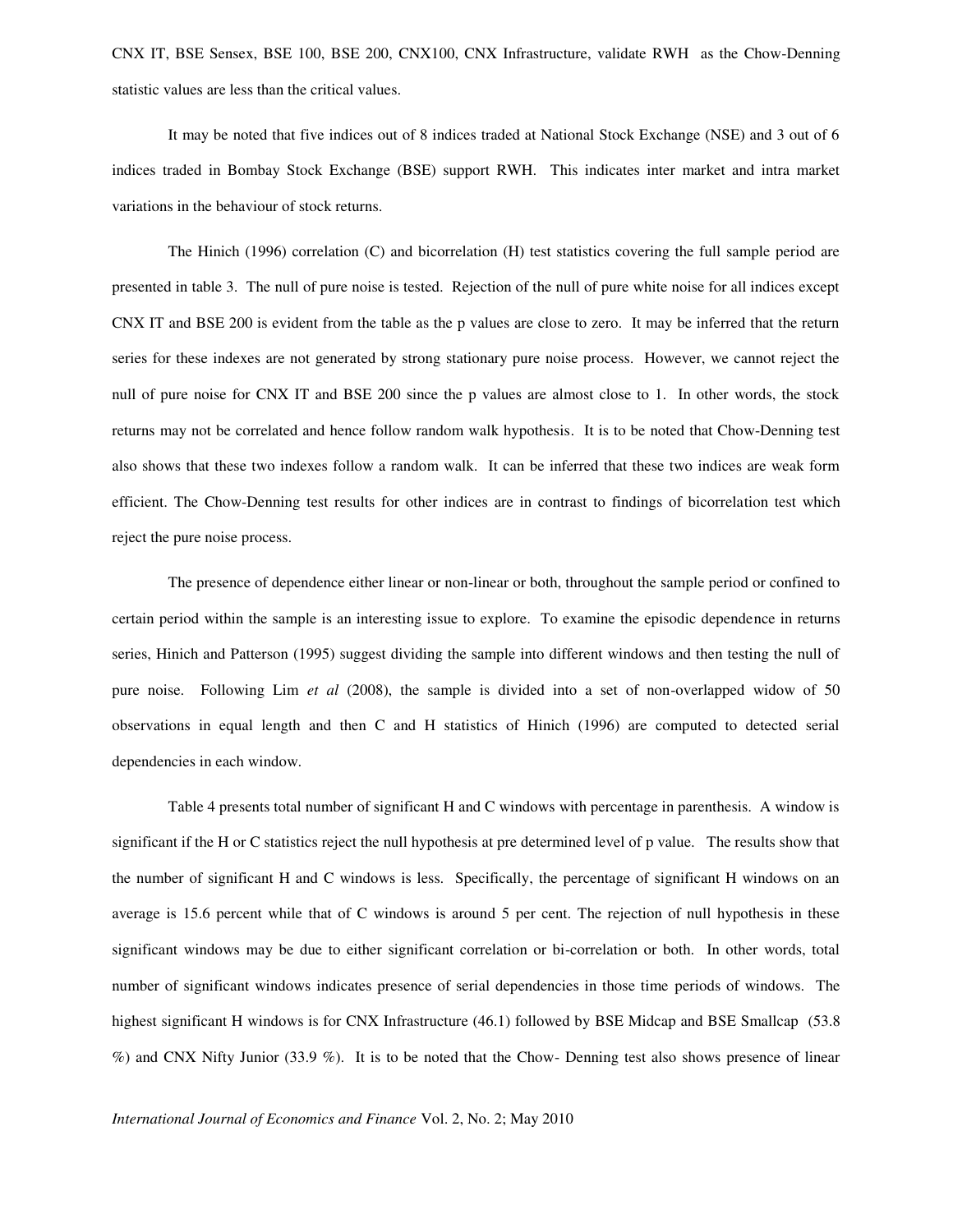CNX IT, BSE Sensex, BSE 100, BSE 200, CNX100, CNX Infrastructure, validate RWH as the Chow-Denning statistic values are less than the critical values.

It may be noted that five indices out of 8 indices traded at National Stock Exchange (NSE) and 3 out of 6 indices traded in Bombay Stock Exchange (BSE) support RWH. This indicates inter market and intra market variations in the behaviour of stock returns.

The Hinich (1996) correlation (C) and bicorrelation (H) test statistics covering the full sample period are presented in table 3. The null of pure noise is tested. Rejection of the null of pure white noise for all indices except CNX IT and BSE 200 is evident from the table as the p values are close to zero. It may be inferred that the return series for these indexes are not generated by strong stationary pure noise process. However, we cannot reject the null of pure noise for CNX IT and BSE 200 since the p values are almost close to 1. In other words, the stock returns may not be correlated and hence follow random walk hypothesis. It is to be noted that Chow-Denning test also shows that these two indexes follow a random walk. It can be inferred that these two indices are weak form efficient. The Chow-Denning test results for other indices are in contrast to findings of bicorrelation test which reject the pure noise process.

The presence of dependence either linear or non-linear or both, throughout the sample period or confined to certain period within the sample is an interesting issue to explore. To examine the episodic dependence in returns series, Hinich and Patterson (1995) suggest dividing the sample into different windows and then testing the null of pure noise. Following Lim *et al* (2008), the sample is divided into a set of non-overlapped widow of 50 observations in equal length and then C and H statistics of Hinich (1996) are computed to detected serial dependencies in each window.

Table 4 presents total number of significant H and C windows with percentage in parenthesis. A window is significant if the H or C statistics reject the null hypothesis at pre determined level of p value. The results show that the number of significant H and C windows is less. Specifically, the percentage of significant H windows on an average is 15.6 percent while that of C windows is around 5 per cent. The rejection of null hypothesis in these significant windows may be due to either significant correlation or bi-correlation or both. In other words, total number of significant windows indicates presence of serial dependencies in those time periods of windows. The highest significant H windows is for CNX Infrastructure (46.1) followed by BSE Midcap and BSE Smallcap (53.8 %) and CNX Nifty Junior (33.9 %). It is to be noted that the Chow- Denning test also shows presence of linear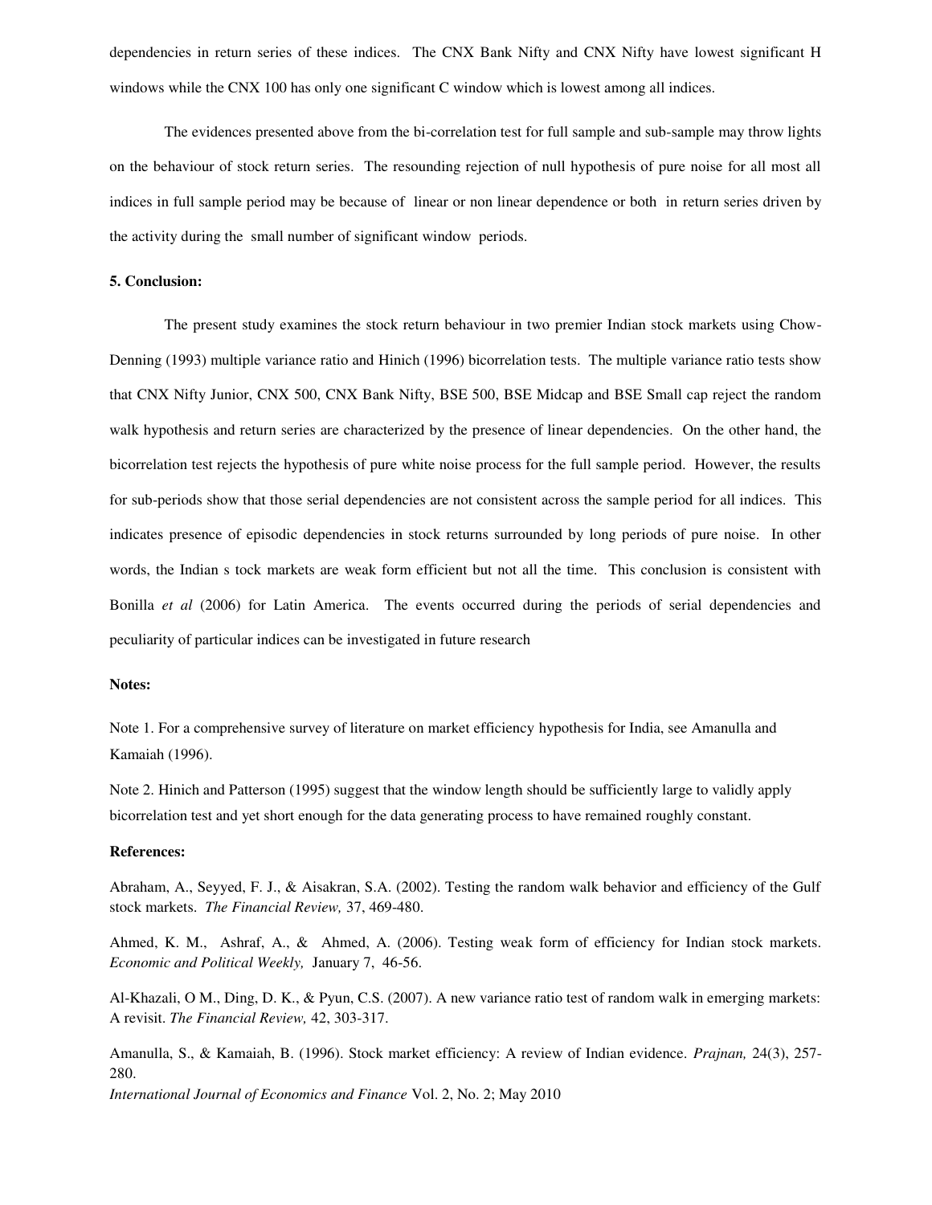dependencies in return series of these indices. The CNX Bank Nifty and CNX Nifty have lowest significant H windows while the CNX 100 has only one significant C window which is lowest among all indices.

The evidences presented above from the bi-correlation test for full sample and sub-sample may throw lights on the behaviour of stock return series. The resounding rejection of null hypothesis of pure noise for all most all indices in full sample period may be because of linear or non linear dependence or both in return series driven by the activity during the small number of significant window periods.

**5. Conclusion:**

The present study examines the stock return behaviour in two premier Indian stock markets using Chow-Denning (1993) multiple variance ratio and Hinich (1996) bicorrelation tests. The multiple variance ratio tests show that CNX Nifty Junior, CNX 500, CNX Bank Nifty, BSE 500, BSE Midcap and BSE Small cap reject the random walk hypothesis and return series are characterized by the presence of linear dependencies. On the other hand, the bicorrelation test rejects the hypothesis of pure white noise process for the full sample period. However, the results for sub-periods show that those serial dependencies are not consistent across the sample period for all indices. This indicates presence of episodic dependencies in stock returns surrounded by long periods of pure noise. In other words, the Indian s tock markets are weak form efficient but not all the time. This conclusion is consistent with Bonilla *et al* (2006) for Latin America. The events occurred during the periods of serial dependencies and peculiarity of particular indices can be investigated in future research

**Notes:**

Note 1. For a comprehensive survey of literature on market efficiency hypothesis for India, see Amanulla and Kamaiah (1996).

Note 2. Hinich and Patterson (1995) suggest that the window length should be sufficiently large to validly apply bicorrelation test and yet short enough for the data generating process to have remained roughly constant.

**References:**

Abraham, A., Seyyed, F. J., & Aisakran, S.A. (2002). Testing the random walk behavior and efficiency of the Gulf stock markets. *The Financial Review,* 37, 469-480.

Ahmed, K. M., Ashraf, A., & Ahmed, A. (2006). Testing weak form of efficiency for Indian stock markets. *Economic and Political Weekly,* January 7, 46-56.

Al-Khazali, O M., Ding, D. K., & Pyun, C.S. (2007). A new variance ratio test of random walk in emerging markets: A revisit. *The Financial Review,* 42, 303-317.

Amanulla, S., & Kamaiah, B. (1996). Stock market efficiency: A review of Indian evidence. *Prajnan,* 24(3), 257-280.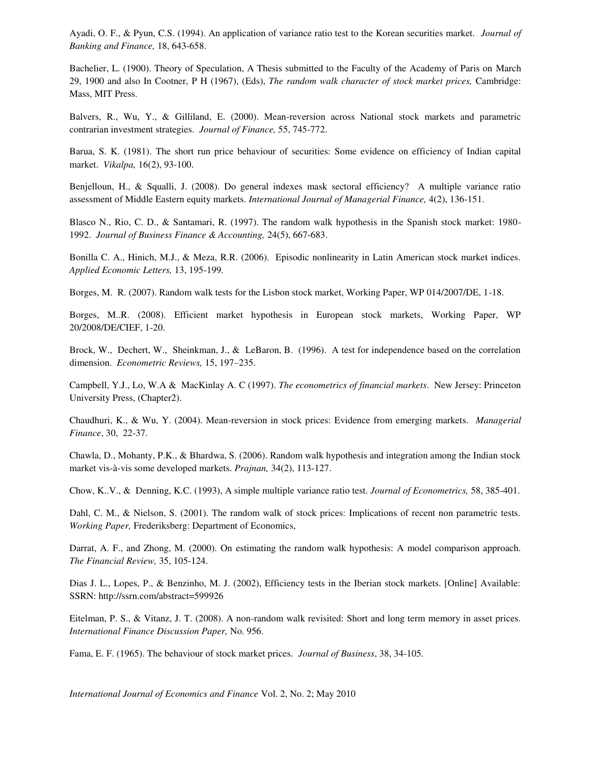Ayadi, O. F., & Pyun, C.S. (1994). An application of variance ratio test to the Korean securities market. *Journal of Banking and Finance,* 18, 643-658.

Bachelier, L. (1900). Theory of Speculation, A Thesis submitted to the Faculty of the Academy of Paris on March 29, 1900 and also In Cootner, P H (1967), (Eds), *The random walk character of stock market prices,* Cambridge: Mass, MIT Press.

Balvers, R., Wu, Y., & Gilliland, E. (2000). Mean-reversion across National stock markets and parametric contrarian investment strategies. *Journal of Finance,* 55, 745-772.

Barua, S. K. (1981). The short run price behaviour of securities: Some evidence on efficiency of Indian capital market. *Vikalpa,* 16(2), 93-100.

Benjelloun, H., & Squalli, J. (2008). Do general indexes mask sectoral efficiency? A multiple variance ratio assessment of Middle Eastern equity markets. *International Journal of Managerial Finance,* 4(2), 136-151.

Blasco N., Rio, C. D., & Santamari, R. (1997). The random walk hypothesis in the Spanish stock market: 1980-1992. *Journal of Business Finance & Accounting,* 24(5), 667-683.

Bonilla C. A., Hinich, M.J., & Meza, R.R. (2006). Episodic nonlinearity in Latin American stock market indices. *Applied Economic Letters,* 13, 195-199.

Borges, M. R. (2007). Random walk tests for the Lisbon stock market, Working Paper, WP 014/2007/DE, 1-18.

Borges, M..R. (2008). Efficient market hypothesis in European stock markets, Working Paper, WP 20/2008/DE/CIEF, 1-20.

Brock, W., Dechert, W., Sheinkman, J., & LeBaron, B. (1996). A test for independence based on the correlation dimension. *Econometric Reviews,* 15, 197–235.

Campbell, Y.J., Lo, W.A & MacKinlay A. C (1997). *The econometrics of financial markets*. New Jersey: Princeton University Press, (Chapter2).

Chaudhuri, K., & Wu, Y. (2004). Mean-reversion in stock prices: Evidence from emerging markets. *Managerial Finance*, 30, 22-37.

Chawla, D., Mohanty, P.K., & Bhardwa, S. (2006). Random walk hypothesis and integration among the Indian stock market vis-à-vis some developed markets. *Prajnan,* 34(2), 113-127.

Chow, K..V., & Denning, K.C. (1993), A simple multiple variance ratio test. *Journal of Econometrics,* 58, 385-401.

Dahl, C. M., & Nielson, S. (2001). The random walk of stock prices: Implications of recent non parametric tests. *Working Paper,* Frederiksberg: Department of Economics,

Darrat, A. F., and Zhong, M. (2000). On estimating the random walk hypothesis: A model comparison approach. *The Financial Review,* 35, 105-124.

Dias J. L., Lopes, P., & Benzinho, M. J. (2002), Efficiency tests in the Iberian stock markets. [Online] Available: SSRN: http://ssrn.com/abstract=599926

Eitelman, P. S., & Vitanz, J. T. (2008). A non-random walk revisited: Short and long term memory in asset prices. *International Finance Discussion Paper,* No. 956.

Fama, E. F. (1965). The behaviour of stock market prices. *Journal of Business*, 38, 34-105.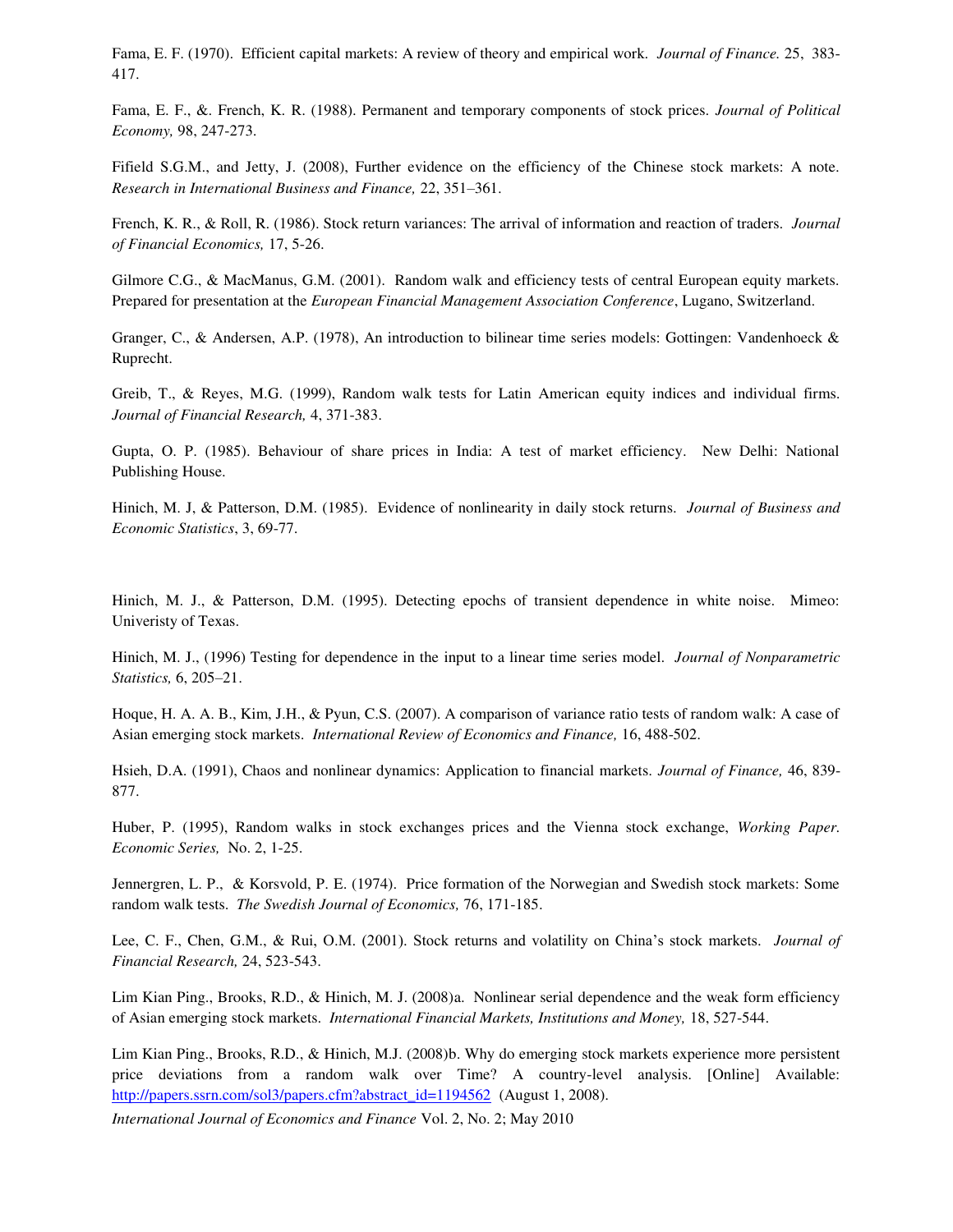Fama, E. F. (1970). Efficient capital markets: A review of theory and empirical work. *Journal of Finance.* 25, 383-417.

Fama, E. F., &. French, K. R. (1988). Permanent and temporary components of stock prices. *Journal of Political Economy,* 98, 247-273.

Fifield S.G.M., and Jetty, J. (2008), Further evidence on the efficiency of the Chinese stock markets: A note. *Research in International Business and Finance,* 22, 351–361.

French, K. R., & Roll, R. (1986). Stock return variances: The arrival of information and reaction of traders. *Journal of Financial Economics,* 17, 5-26.

Gilmore C.G., & MacManus, G.M. (2001). Random walk and efficiency tests of central European equity markets. Prepared for presentation at the *European Financial Management Association Conference*, Lugano, Switzerland.

Granger, C., & Andersen, A.P. (1978), An introduction to bilinear time series models: Gottingen: Vandenhoeck & Ruprecht.

Greib, T., & Reyes, M.G. (1999), Random walk tests for Latin American equity indices and individual firms. *Journal of Financial Research,* 4, 371-383.

Gupta, O. P. (1985). Behaviour of share prices in India: A test of market efficiency. New Delhi: National Publishing House.

Hinich, M. J, & Patterson, D.M. (1985). Evidence of nonlinearity in daily stock returns. *Journal of Business and Economic Statistics*, 3, 69-77.

Hinich, M. J., & Patterson, D.M. (1995). Detecting epochs of transient dependence in white noise. Mimeo: Univeristy of Texas.

Hinich, M. J., (1996) Testing for dependence in the input to a linear time series model. *Journal of Nonparametric Statistics,* 6, 205–21.

Hoque, H. A. A. B., Kim, J.H., & Pyun, C.S. (2007). A comparison of variance ratio tests of random walk: A case of Asian emerging stock markets. *International Review of Economics and Finance,* 16, 488-502.

Hsieh, D.A. (1991), Chaos and nonlinear dynamics: Application to financial markets. *Journal of Finance,* 46, 839-877.

Huber, P. (1995), Random walks in stock exchanges prices and the Vienna stock exchange, *Working Paper. Economic Series,* No. 2, 1-25.

Jennergren, L. P., & Korsvold, P. E. (1974). Price formation of the Norwegian and Swedish stock markets: Some random walk tests. *The Swedish Journal of Economics,* 76, 171-185.

Lee, C. F., Chen, G.M., & Rui, O.M. (2001). Stock returns and volatility on China's stock markets. *Journal of Financial Research,* 24, 523-543.

Lim Kian Ping., Brooks, R.D., & Hinich, M. J. (2008)a. Nonlinear serial dependence and the weak form efficiency of Asian emerging stock markets. *International Financial Markets, Institutions and Money,* 18, 527-544.

Lim Kian Ping., Brooks, R.D., & Hinich, M.J. (2008)b. Why do emerging stock markets experience more persistent price deviations from a random walk over Time? A country-level analysis. [Online] Available: http://papers.ssrn.com/sol3/papers.cfm?abstract_id=1194562 (August 1, 2008).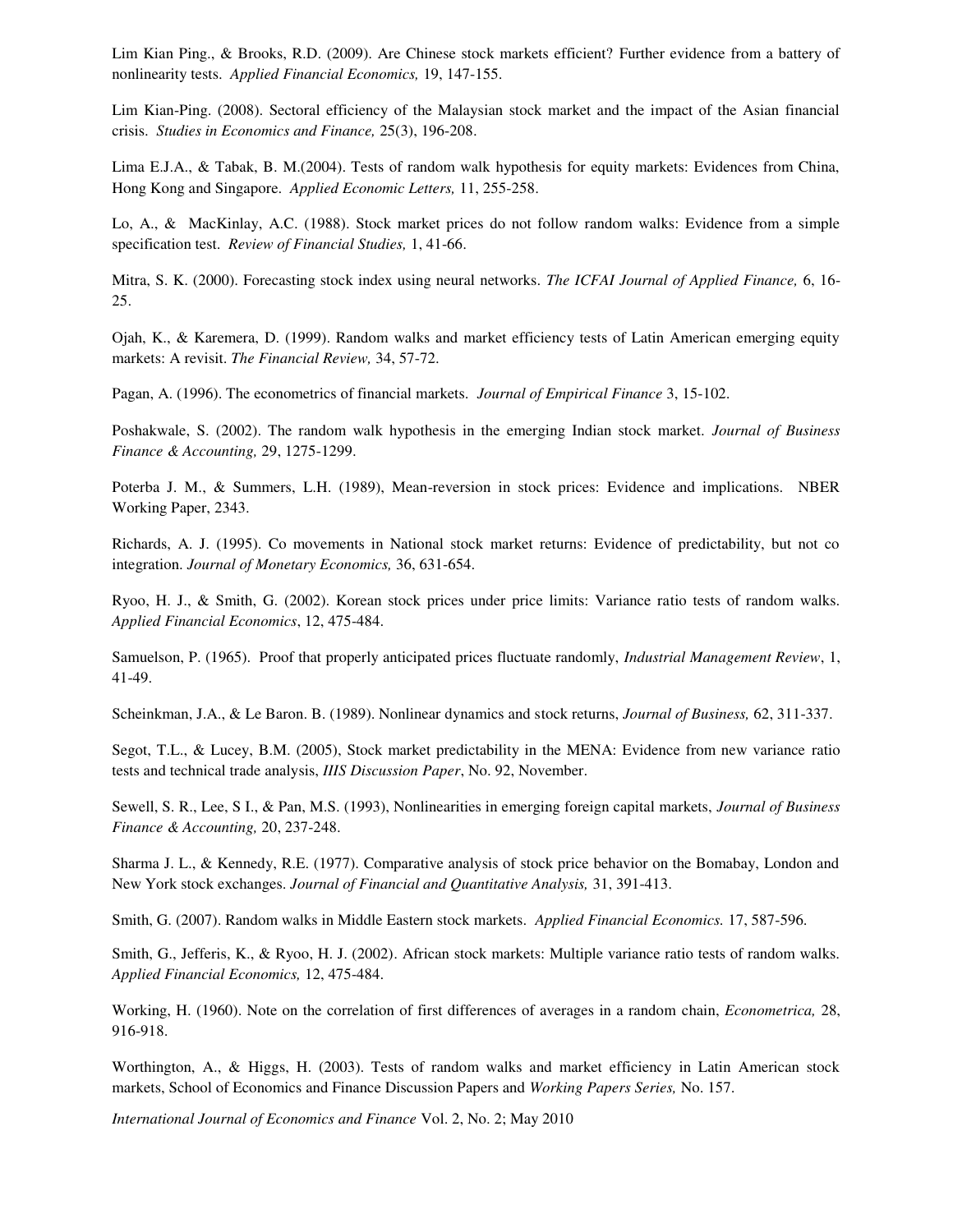Lim Kian Ping., & Brooks, R.D. (2009). Are Chinese stock markets efficient? Further evidence from a battery of nonlinearity tests. *Applied Financial Economics,* 19, 147-155.

Lim Kian-Ping. (2008). Sectoral efficiency of the Malaysian stock market and the impact of the Asian financial crisis. *Studies in Economics and Finance,* 25(3), 196-208.

Lima E.J.A., & Tabak, B. M.(2004). Tests of random walk hypothesis for equity markets: Evidences from China, Hong Kong and Singapore. *Applied Economic Letters,* 11, 255-258.

Lo, A., & MacKinlay, A.C. (1988). Stock market prices do not follow random walks: Evidence from a simple specification test. *Review of Financial Studies,* 1, 41-66.

Mitra, S. K. (2000). Forecasting stock index using neural networks. *The ICFAI Journal of Applied Finance,* 6, 16-25.

Ojah, K., & Karemera, D. (1999). Random walks and market efficiency tests of Latin American emerging equity markets: A revisit. *The Financial Review,* 34, 57-72.

Pagan, A. (1996). The econometrics of financial markets. *Journal of Empirical Finance* 3, 15-102.

Poshakwale, S. (2002). The random walk hypothesis in the emerging Indian stock market. *Journal of Business Finance & Accounting,* 29, 1275-1299.

Poterba J. M., & Summers, L.H. (1989), Mean-reversion in stock prices: Evidence and implications. NBER Working Paper, 2343.

Richards, A. J. (1995). Co movements in National stock market returns: Evidence of predictability, but not co integration. *Journal of Monetary Economics,* 36, 631-654.

Ryoo, H. J., & Smith, G. (2002). Korean stock prices under price limits: Variance ratio tests of random walks. *Applied Financial Economics*, 12, 475-484.

Samuelson, P. (1965). Proof that properly anticipated prices fluctuate randomly, *Industrial Management Review*, 1, 41-49.

Scheinkman, J.A., & Le Baron. B. (1989). Nonlinear dynamics and stock returns, *Journal of Business,* 62, 311-337.

Segot, T.L., & Lucey, B.M. (2005), Stock market predictability in the MENA: Evidence from new variance ratio tests and technical trade analysis, *IIIS Discussion Paper*, No. 92, November.

Sewell, S. R., Lee, S I., & Pan, M.S. (1993), Nonlinearities in emerging foreign capital markets, *Journal of Business Finance & Accounting,* 20, 237-248.

Sharma J. L., & Kennedy, R.E. (1977). Comparative analysis of stock price behavior on the Bomabay, London and New York stock exchanges. *Journal of Financial and Quantitative Analysis,* 31, 391-413.

Smith, G. (2007). Random walks in Middle Eastern stock markets. *Applied Financial Economics.* 17, 587-596.

Smith, G., Jefferis, K., & Ryoo, H. J. (2002). African stock markets: Multiple variance ratio tests of random walks. *Applied Financial Economics,* 12, 475-484.

Working, H. (1960). Note on the correlation of first differences of averages in a random chain, *Econometrica,* 28, 916-918.

Worthington, A., & Higgs, H. (2003). Tests of random walks and market efficiency in Latin American stock markets, School of Economics and Finance Discussion Papers and *Working Papers Series,* No. 157.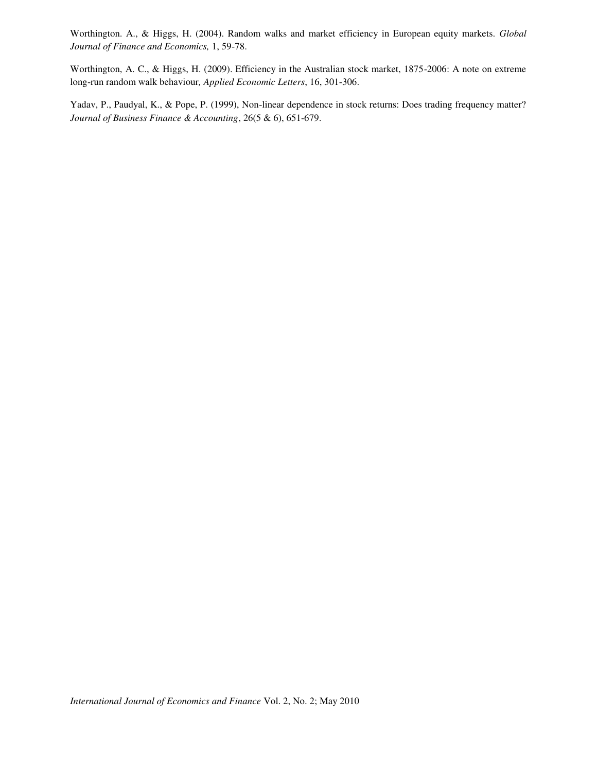Worthington. A., & Higgs, H. (2004). Random walks and market efficiency in European equity markets. *Global Journal of Finance and Economics,* 1, 59-78.

Worthington, A. C., & Higgs, H. (2009). Efficiency in the Australian stock market, 1875-2006: A note on extreme long-run random walk behaviour*, Applied Economic Letters*, 16, 301-306.

Yadav, P., Paudyal, K., & Pope, P. (1999), Non-linear dependence in stock returns: Does trading frequency matter? *Journal of Business Finance & Accounting*, 26(5 & 6), 651-679.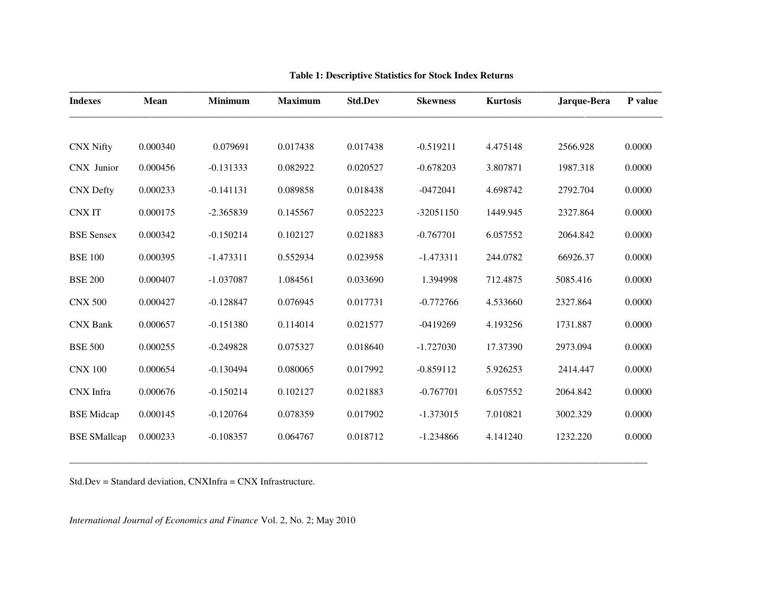**Table 1: Descriptive Statistics for Stock Index Returns**

| Indexes | Mean | Minimum | Maximum | Std.Dev | Skewness | Kurtosis | Jarque-Bera | P value |
|---|---|---|---|---|---|---|---|---|
| CNX Nifty | 0.000340 | 0.079691 | 0.017438 | 0.017438 | -0.519211 | 4.475148 | 2566.928 | 0.0000 |
| CNX Junior | 0.000456 | -0.131333 | 0.082922 | 0.020527 | -0.678203 | 3.807871 | 1987.318 | 0.0000 |
| CNX Defty | 0.000233 | -0.141131 | 0.089858 | 0.018438 | -0472041 | 4.698742 | 2792.704 | 0.0000 |
| CNX IT | 0.000175 | -2.365839 | 0.145567 | 0.052223 | -32051150 | 1449.945 | 2327.864 | 0.0000 |
| BSE Sensex | 0.000342 | -0.150214 | 0.102127 | 0.021883 | -0.767701 | 6.057552 | 2064.842 | 0.0000 |
| BSE 100 | 0.000395 | -1.473311 | 0.552934 | 0.023958 | -1.473311 | 244.0782 | 66926.37 | 0.0000 |
| BSE 200 | 0.000407 | -1.037087 | 1.084561 | 0.033690 | 1.394998 | 712.4875 | 5085.416 | 0.0000 |
| CNX 500 | 0.000427 | -0.128847 | 0.076945 | 0.017731 | -0.772766 | 4.533660 | 2327.864 | 0.0000 |
| CNX Bank | 0.000657 | -0.151380 | 0.114014 | 0.021577 | -0419269 | 4.193256 | 1731.887 | 0.0000 |
| BSE 500 | 0.000255 | -0.249828 | 0.075327 | 0.018640 | -1.727030 | 17.37390 | 2973.094 | 0.0000 |
| CNX 100 | 0.000654 | -0.130494 | 0.080065 | 0.017992 | -0.859112 | 5.926253 | 2414.447 | 0.0000 |
| CNX Infra | 0.000676 | -0.150214 | 0.102127 | 0.021883 | -0.767701 | 6.057552 | 2064.842 | 0.0000 |
| BSE Midcap | 0.000145 | -0.120764 | 0.078359 | 0.017902 | -1.373015 | 7.010821 | 3002.329 | 0.0000 |
| BSE SMallcap | 0.000233 | -0.108357 | 0.064767 | 0.018712 | -1.234866 | 4.141240 | 1232.220 | 0.0000 |

Std.Dev = Standard deviation, CNXInfra = CNX Infrastructure.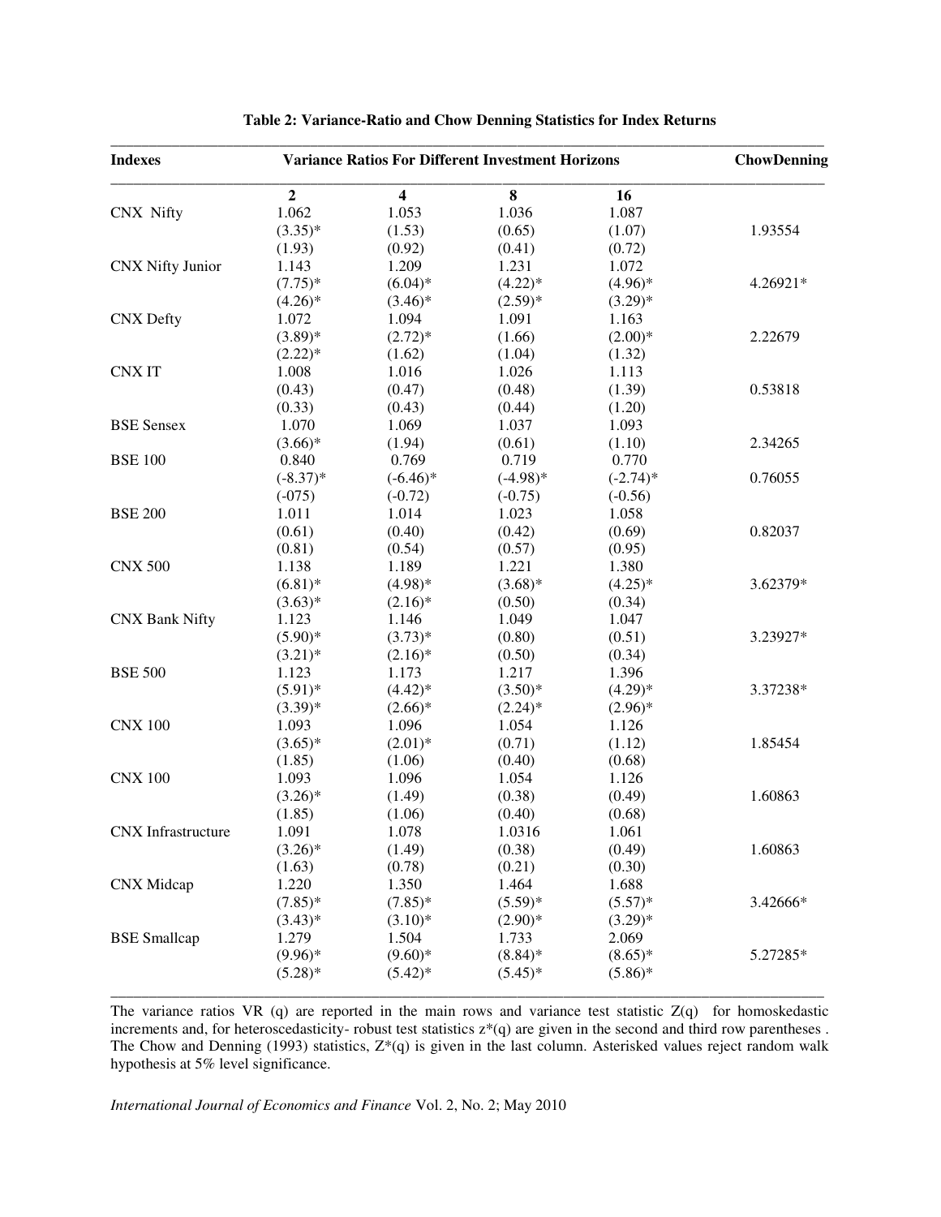**Table 2: Variance-Ratio and Chow Denning Statistics for Index Returns**

| Indexes | Variance Ratios For Different Investment Horizons | | | | ChowDenning |
|---|---|---|---|---|---|
| | **2** | **4** | **8** | **16** | |
| CNX Nifty | 1.062 | 1.053 | 1.036 | 1.087 | |
| | (3.35)* | (1.53) | (0.65) | (1.07) | 1.93554 |
| | (1.93) | (0.92) | (0.41) | (0.72) | |
| CNX Nifty Junior | 1.143 | 1.209 | 1.231 | 1.072 | |
| | (7.75)* | (6.04)* | (4.22)* | (4.96)* | 4.26921* |
| | (4.26)* | (3.46)* | (2.59)* | (3.29)* | |
| CNX Defty | 1.072 | 1.094 | 1.091 | 1.163 | |
| | (3.89)* | (2.72)* | (1.66) | (2.00)* | 2.22679 |
| | (2.22)* | (1.62) | (1.04) | (1.32) | |
| CNX IT | 1.008 | 1.016 | 1.026 | 1.113 | |
| | (0.43) | (0.47) | (0.48) | (1.39) | 0.53818 |
| | (0.33) | (0.43) | (0.44) | (1.20) | |
| BSE Sensex | 1.070 | 1.069 | 1.037 | 1.093 | |
| | (3.66)* | (1.94) | (0.61) | (1.10) | 2.34265 |
| BSE 100 | 0.840 | 0.769 | 0.719 | 0.770 | |
| | (-8.37)* | (-6.46)* | (-4.98)* | (-2.74)* | 0.76055 |
| | (-075) | (-0.72) | (-0.75) | (-0.56) | |
| BSE 200 | 1.011 | 1.014 | 1.023 | 1.058 | |
| | (0.61) | (0.40) | (0.42) | (0.69) | 0.82037 |
| | (0.81) | (0.54) | (0.57) | (0.95) | |
| CNX 500 | 1.138 | 1.189 | 1.221 | 1.380 | |
| | (6.81)* | (4.98)* | (3.68)* | (4.25)* | 3.62379* |
| | (3.63)* | (2.16)* | (0.50) | (0.34) | |
| CNX Bank Nifty | 1.123 | 1.146 | 1.049 | 1.047 | |
| | (5.90)* | (3.73)* | (0.80) | (0.51) | 3.23927* |
| | (3.21)* | (2.16)* | (0.50) | (0.34) | |
| BSE 500 | 1.123 | 1.173 | 1.217 | 1.396 | |
| | (5.91)* | (4.42)* | (3.50)* | (4.29)* | 3.37238* |
| | (3.39)* | (2.66)* | (2.24)* | (2.96)* | |
| CNX 100 | 1.093 | 1.096 | 1.054 | 1.126 | |
| | (3.65)* | (2.01)* | (0.71) | (1.12) | 1.85454 |
| | (1.85) | (1.06) | (0.40) | (0.68) | |
| CNX 100 | 1.093 | 1.096 | 1.054 | 1.126 | |
| | (3.26)* | (1.49) | (0.38) | (0.49) | 1.60863 |
| | (1.85) | (1.06) | (0.40) | (0.68) | |
| CNX Infrastructure | 1.091 | 1.078 | 1.0316 | 1.061 | |
| | (3.26)* | (1.49) | (0.38) | (0.49) | 1.60863 |
| | (1.63) | (0.78) | (0.21) | (0.30) | |
| CNX Midcap | 1.220 | 1.350 | 1.464 | 1.688 | |
| | (7.85)* | (7.85)* | (5.59)* | (5.57)* | 3.42666* |
| | (3.43)* | (3.10)* | (2.90)* | (3.29)* | |
| BSE Smallcap | 1.279 | 1.504 | 1.733 | 2.069 | |
| | (9.96)* | (9.60)* | (8.84)* | (8.65)* | 5.27285* |
| | (5.28)* | (5.42)* | (5.45)* | (5.86)* | |

The variance ratios VR (q) are reported in the main rows and variance test statistic Z(q) for homoskedastic increments and, for heteroscedasticity- robust test statistics z*(q) are given in the second and third row parentheses . The Chow and Denning (1993) statistics, Z*(q) is given in the last column. Asterisked values reject random walk hypothesis at 5% level significance.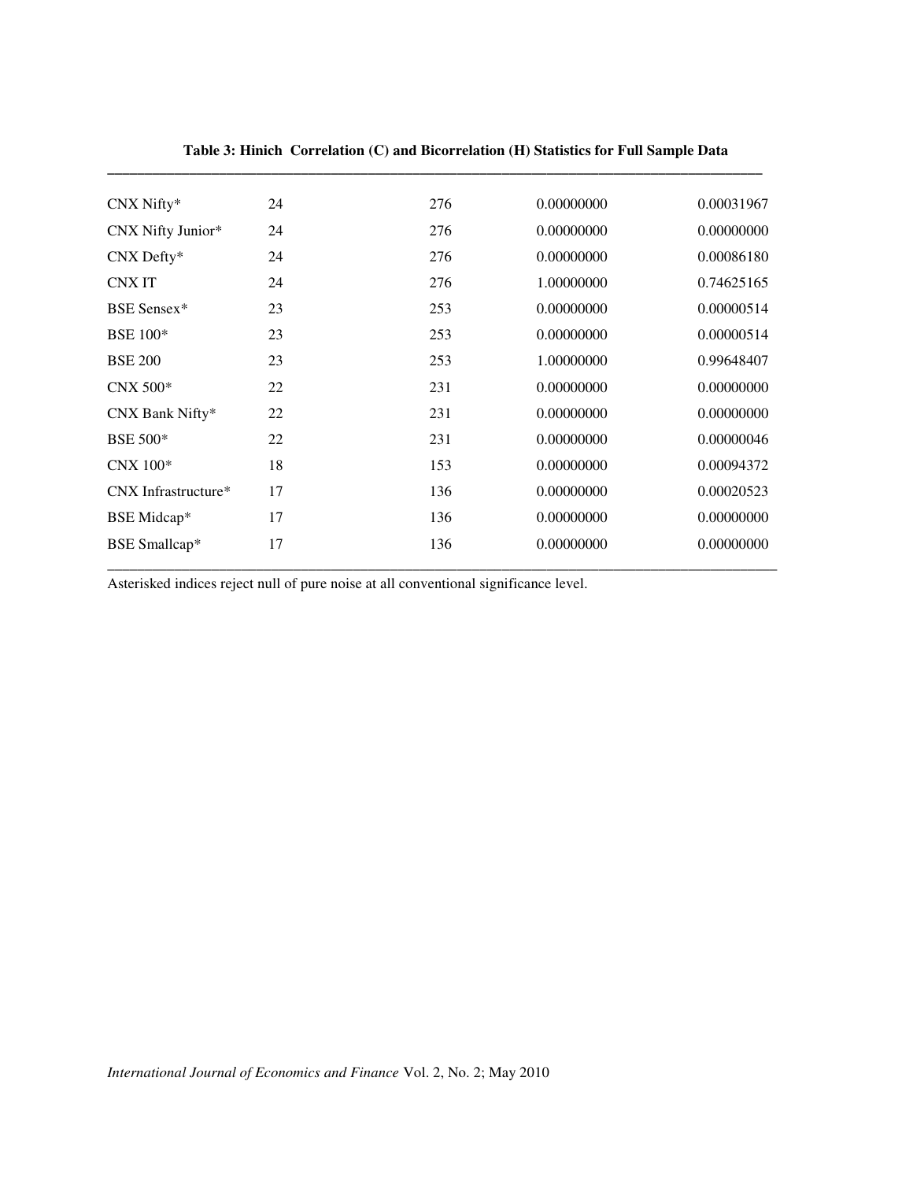**Table 3: Hinich Correlation (C) and Bicorrelation (H) Statistics for Full Sample Data**

| | | | | |
|---|---|---|---|---|
| CNX Nifty* | 24 | 276 | 0.00000000 | 0.00031967 |
| CNX Nifty Junior* | 24 | 276 | 0.00000000 | 0.00000000 |
| CNX Defty* | 24 | 276 | 0.00000000 | 0.00086180 |
| CNX IT | 24 | 276 | 1.00000000 | 0.74625165 |
| BSE Sensex* | 23 | 253 | 0.00000000 | 0.00000514 |
| BSE 100* | 23 | 253 | 0.00000000 | 0.00000514 |
| BSE 200 | 23 | 253 | 1.00000000 | 0.99648407 |
| CNX 500* | 22 | 231 | 0.00000000 | 0.00000000 |
| CNX Bank Nifty* | 22 | 231 | 0.00000000 | 0.00000000 |
| BSE 500* | 22 | 231 | 0.00000000 | 0.00000046 |
| CNX 100* | 18 | 153 | 0.00000000 | 0.00094372 |
| CNX Infrastructure* | 17 | 136 | 0.00000000 | 0.00020523 |
| BSE Midcap* | 17 | 136 | 0.00000000 | 0.00000000 |
| BSE Smallcap* | 17 | 136 | 0.00000000 | 0.00000000 |

Asterisked indices reject null of pure noise at all conventional significance level.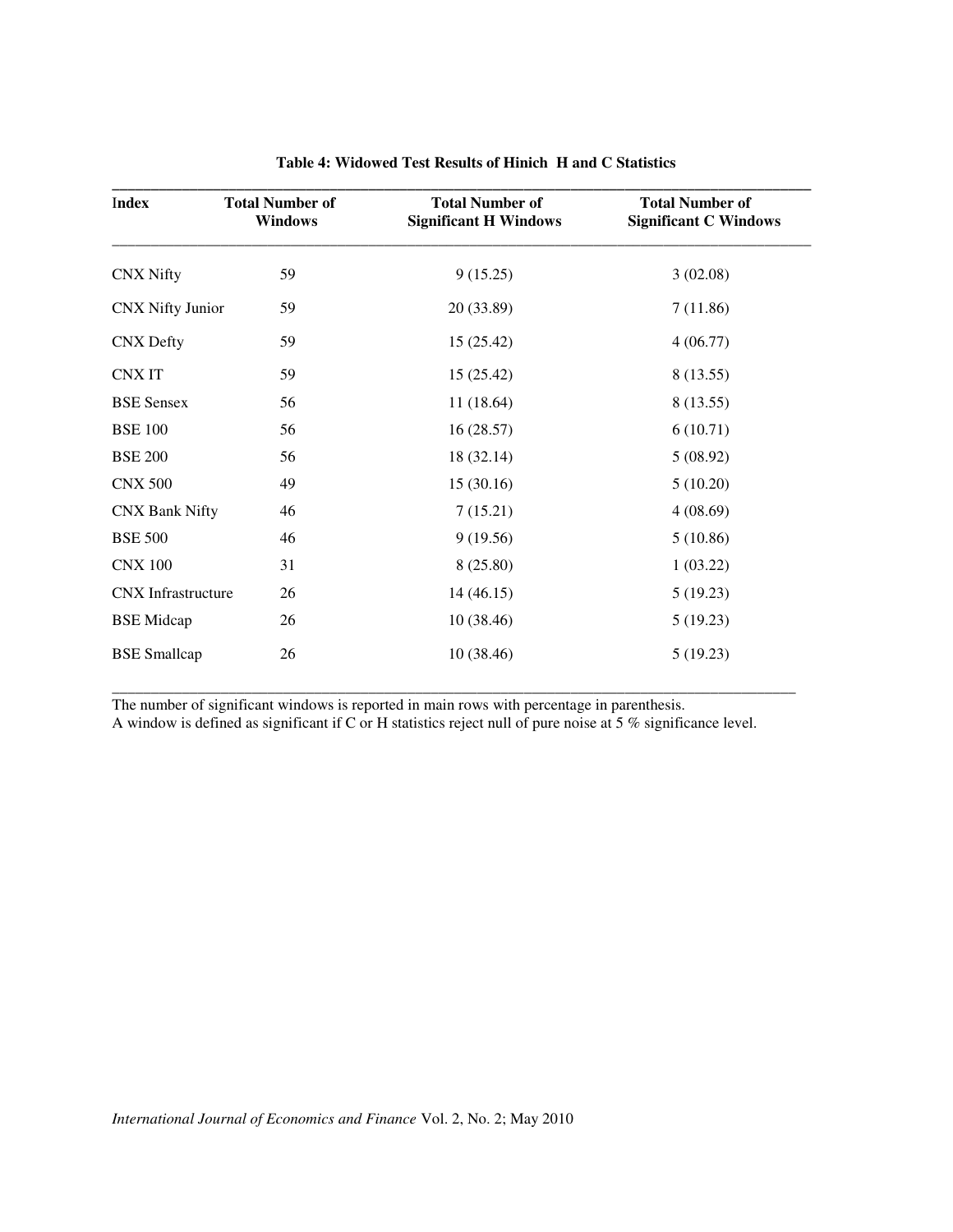**Table 4: Widowed Test Results of Hinich H and C Statistics**

| Index | Total Number of Windows | Total Number of Significant H Windows | Total Number of Significant C Windows |
|---|---|---|---|
| CNX Nifty | 59 | 9 (15.25) | 3 (02.08) |
| CNX Nifty Junior | 59 | 20 (33.89) | 7 (11.86) |
| CNX Defty | 59 | 15 (25.42) | 4 (06.77) |
| CNX IT | 59 | 15 (25.42) | 8 (13.55) |
| BSE Sensex | 56 | 11 (18.64) | 8 (13.55) |
| BSE 100 | 56 | 16 (28.57) | 6 (10.71) |
| BSE 200 | 56 | 18 (32.14) | 5 (08.92) |
| CNX 500 | 49 | 15 (30.16) | 5 (10.20) |
| CNX Bank Nifty | 46 | 7 (15.21) | 4 (08.69) |
| BSE 500 | 46 | 9 (19.56) | 5 (10.86) |
| CNX 100 | 31 | 8 (25.80) | 1 (03.22) |
| CNX Infrastructure | 26 | 14 (46.15) | 5 (19.23) |
| BSE Midcap | 26 | 10 (38.46) | 5 (19.23) |
| BSE Smallcap | 26 | 10 (38.46) | 5 (19.23) |

The number of significant windows is reported in main rows with percentage in parenthesis.
A window is defined as significant if C or H statistics reject null of pure noise at 5 % significance level.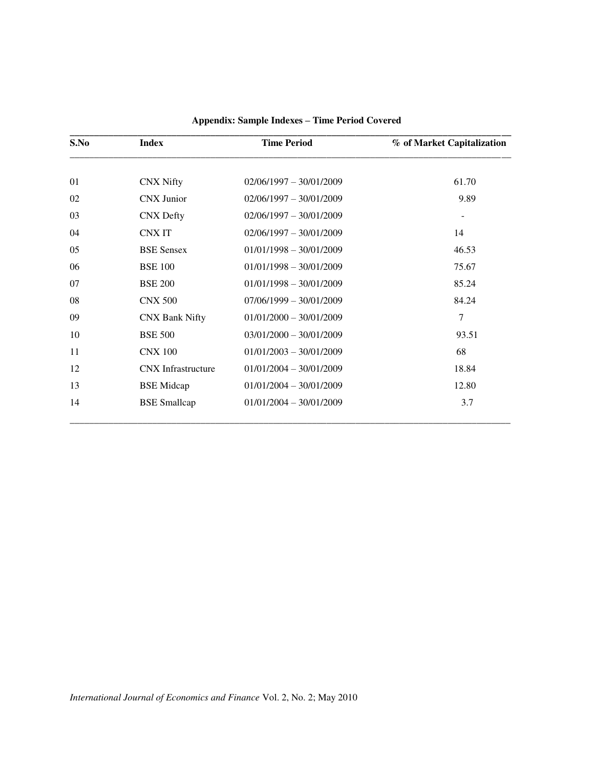**Appendix: Sample Indexes – Time Period Covered**

| S.No | Index | Time Period | % of Market Capitalization |
|---|---|---|---|
| 01 | CNX Nifty | 02/06/1997 – 30/01/2009 | 61.70 |
| 02 | CNX Junior | 02/06/1997 – 30/01/2009 | 9.89 |
| 03 | CNX Defty | 02/06/1997 – 30/01/2009 | - |
| 04 | CNX IT | 02/06/1997 – 30/01/2009 | 14 |
| 05 | BSE Sensex | 01/01/1998 – 30/01/2009 | 46.53 |
| 06 | BSE 100 | 01/01/1998 – 30/01/2009 | 75.67 |
| 07 | BSE 200 | 01/01/1998 – 30/01/2009 | 85.24 |
| 08 | CNX 500 | 07/06/1999 – 30/01/2009 | 84.24 |
| 09 | CNX Bank Nifty | 01/01/2000 – 30/01/2009 | 7 |
| 10 | BSE 500 | 03/01/2000 – 30/01/2009 | 93.51 |
| 11 | CNX 100 | 01/01/2003 – 30/01/2009 | 68 |
| 12 | CNX Infrastructure | 01/01/2004 – 30/01/2009 | 18.84 |
| 13 | BSE Midcap | 01/01/2004 – 30/01/2009 | 12.80 |
| 14 | BSE Smallcap | 01/01/2004 – 30/01/2009 | 3.7 |